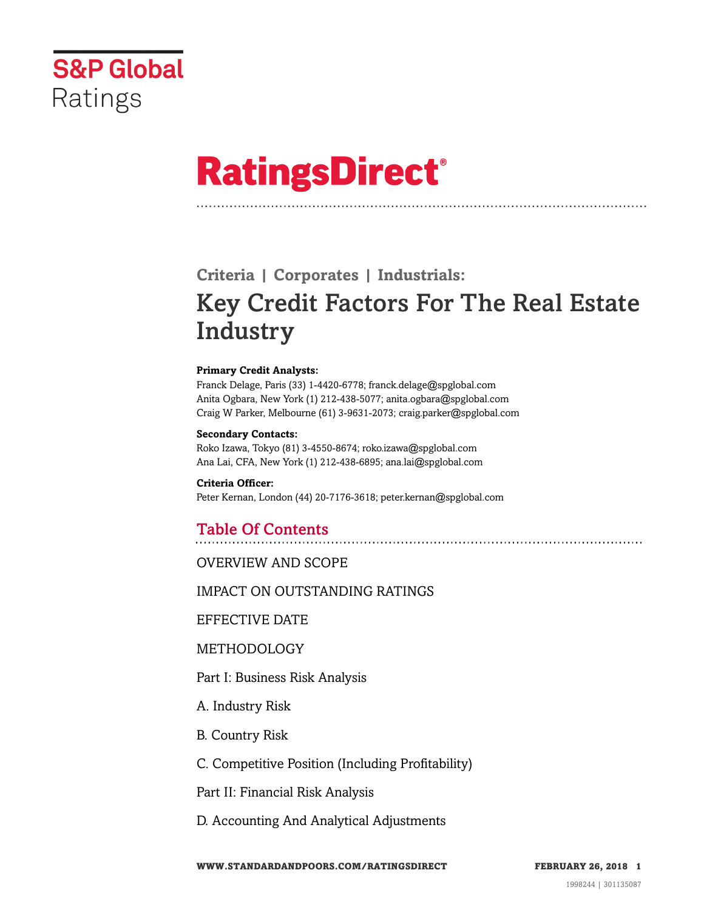S&P Global Ratings

# RatingsDirect®

## Criteria | Corporates | Industrials:

# Key Credit Factors For The Real Estate Industry

**Primary Credit Analysts:**
Franck Delage, Paris (33) 1-4420-6778; franck.delage@spglobal.com
Anita Ogbara, New York (1) 212-438-5077; anita.ogbara@spglobal.com
Craig W Parker, Melbourne (61) 3-9631-2073; craig.parker@spglobal.com

**Secondary Contacts:**
Roko Izawa, Tokyo (81) 3-4550-8674; roko.izawa@spglobal.com
Ana Lai, CFA, New York (1) 212-438-6895; ana.lai@spglobal.com

**Criteria Officer:**
Peter Kernan, London (44) 20-7176-3618; peter.kernan@spglobal.com

## Table Of Contents

OVERVIEW AND SCOPE

IMPACT ON OUTSTANDING RATINGS

EFFECTIVE DATE

METHODOLOGY

Part I: Business Risk Analysis

A. Industry Risk

B. Country Risk

C. Competitive Position (Including Profitability)

Part II: Financial Risk Analysis

D. Accounting And Analytical Adjustments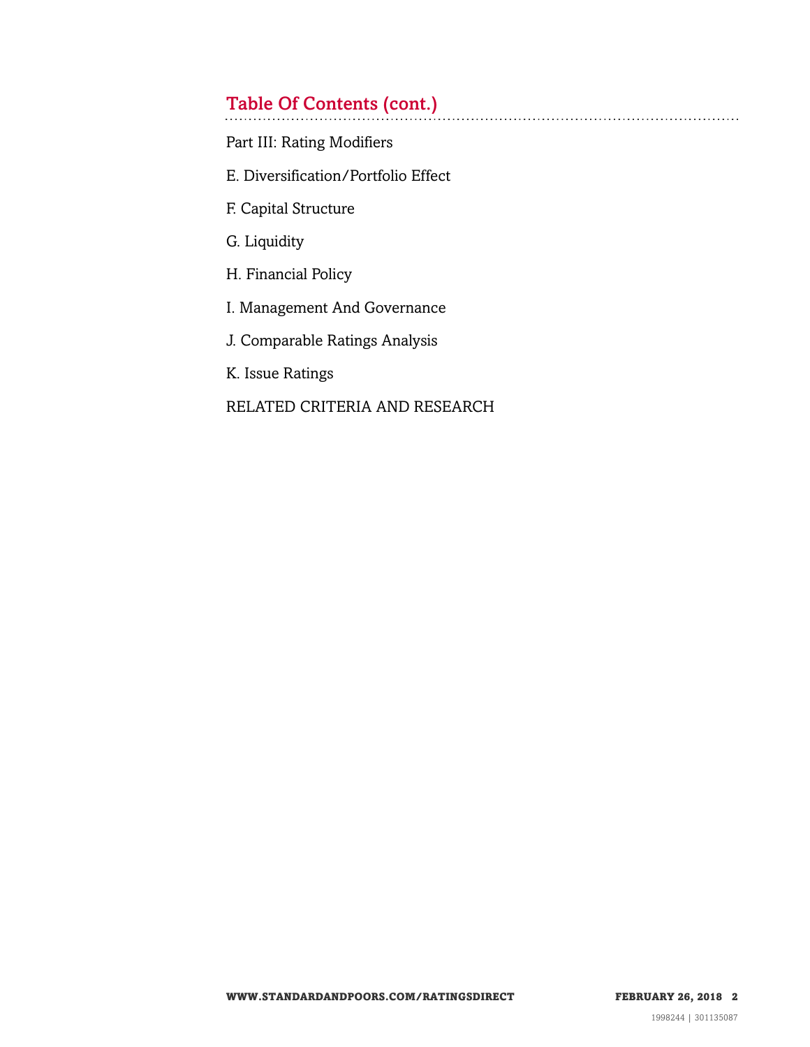## Table Of Contents (cont.)

Part III: Rating Modifiers

E. Diversification/Portfolio Effect

F. Capital Structure

G. Liquidity

H. Financial Policy

I. Management And Governance

J. Comparable Ratings Analysis

K. Issue Ratings

RELATED CRITERIA AND RESEARCH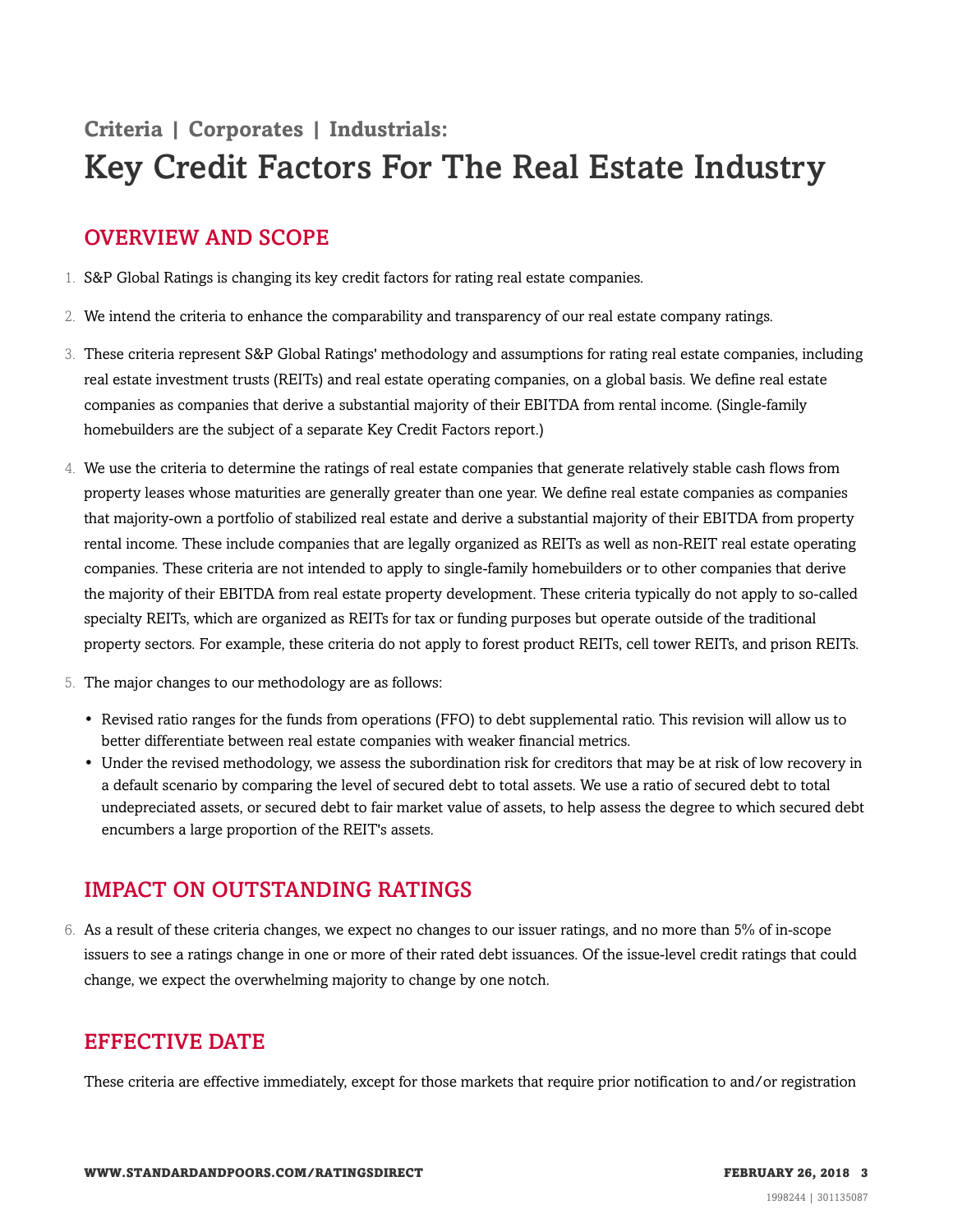**Criteria | Corporates | Industrials:**

# Key Credit Factors For The Real Estate Industry

## OVERVIEW AND SCOPE

1. S&P Global Ratings is changing its key credit factors for rating real estate companies.

2. We intend the criteria to enhance the comparability and transparency of our real estate company ratings.

3. These criteria represent S&P Global Ratings' methodology and assumptions for rating real estate companies, including real estate investment trusts (REITs) and real estate operating companies, on a global basis. We define real estate companies as companies that derive a substantial majority of their EBITDA from rental income. (Single-family homebuilders are the subject of a separate Key Credit Factors report.)

4. We use the criteria to determine the ratings of real estate companies that generate relatively stable cash flows from property leases whose maturities are generally greater than one year. We define real estate companies as companies that majority-own a portfolio of stabilized real estate and derive a substantial majority of their EBITDA from property rental income. These include companies that are legally organized as REITs as well as non-REIT real estate operating companies. These criteria are not intended to apply to single-family homebuilders or to other companies that derive the majority of their EBITDA from real estate property development. These criteria typically do not apply to so-called specialty REITs, which are organized as REITs for tax or funding purposes but operate outside of the traditional property sectors. For example, these criteria do not apply to forest product REITs, cell tower REITs, and prison REITs.

5. The major changes to our methodology are as follows:

   - Revised ratio ranges for the funds from operations (FFO) to debt supplemental ratio. This revision will allow us to better differentiate between real estate companies with weaker financial metrics.
   - Under the revised methodology, we assess the subordination risk for creditors that may be at risk of low recovery in a default scenario by comparing the level of secured debt to total assets. We use a ratio of secured debt to total undepreciated assets, or secured debt to fair market value of assets, to help assess the degree to which secured debt encumbers a large proportion of the REIT's assets.

## IMPACT ON OUTSTANDING RATINGS

6. As a result of these criteria changes, we expect no changes to our issuer ratings, and no more than 5% of in-scope issuers to see a ratings change in one or more of their rated debt issuances. Of the issue-level credit ratings that could change, we expect the overwhelming majority to change by one notch.

## EFFECTIVE DATE

These criteria are effective immediately, except for those markets that require prior notification to and/or registration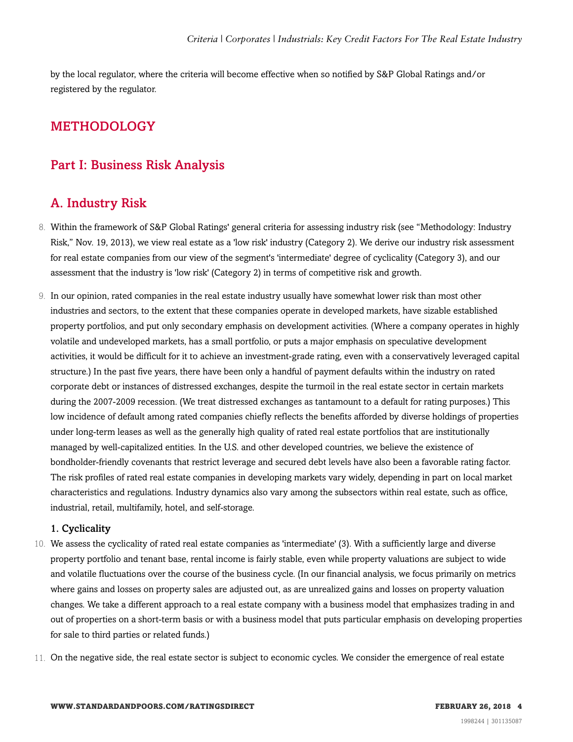by the local regulator, where the criteria will become effective when so notified by S&P Global Ratings and/or registered by the regulator.

# METHODOLOGY

## Part I: Business Risk Analysis

## A. Industry Risk

8. Within the framework of S&P Global Ratings' general criteria for assessing industry risk (see "Methodology: Industry Risk," Nov. 19, 2013), we view real estate as a 'low risk' industry (Category 2). We derive our industry risk assessment for real estate companies from our view of the segment's 'intermediate' degree of cyclicality (Category 3), and our assessment that the industry is 'low risk' (Category 2) in terms of competitive risk and growth.

9. In our opinion, rated companies in the real estate industry usually have somewhat lower risk than most other industries and sectors, to the extent that these companies operate in developed markets, have sizable established property portfolios, and put only secondary emphasis on development activities. (Where a company operates in highly volatile and undeveloped markets, has a small portfolio, or puts a major emphasis on speculative development activities, it would be difficult for it to achieve an investment-grade rating, even with a conservatively leveraged capital structure.) In the past five years, there have been only a handful of payment defaults within the industry on rated corporate debt or instances of distressed exchanges, despite the turmoil in the real estate sector in certain markets during the 2007-2009 recession. (We treat distressed exchanges as tantamount to a default for rating purposes.) This low incidence of default among rated companies chiefly reflects the benefits afforded by diverse holdings of properties under long-term leases as well as the generally high quality of rated real estate portfolios that are institutionally managed by well-capitalized entities. In the U.S. and other developed countries, we believe the existence of bondholder-friendly covenants that restrict leverage and secured debt levels have also been a favorable rating factor. The risk profiles of rated real estate companies in developing markets vary widely, depending in part on local market characteristics and regulations. Industry dynamics also vary among the subsectors within real estate, such as office, industrial, retail, multifamily, hotel, and self-storage.

### 1. Cyclicality

10. We assess the cyclicality of rated real estate companies as 'intermediate' (3). With a sufficiently large and diverse property portfolio and tenant base, rental income is fairly stable, even while property valuations are subject to wide and volatile fluctuations over the course of the business cycle. (In our financial analysis, we focus primarily on metrics where gains and losses on property sales are adjusted out, as are unrealized gains and losses on property valuation changes. We take a different approach to a real estate company with a business model that emphasizes trading in and out of properties on a short-term basis or with a business model that puts particular emphasis on developing properties for sale to third parties or related funds.)

11. On the negative side, the real estate sector is subject to economic cycles. We consider the emergence of real estate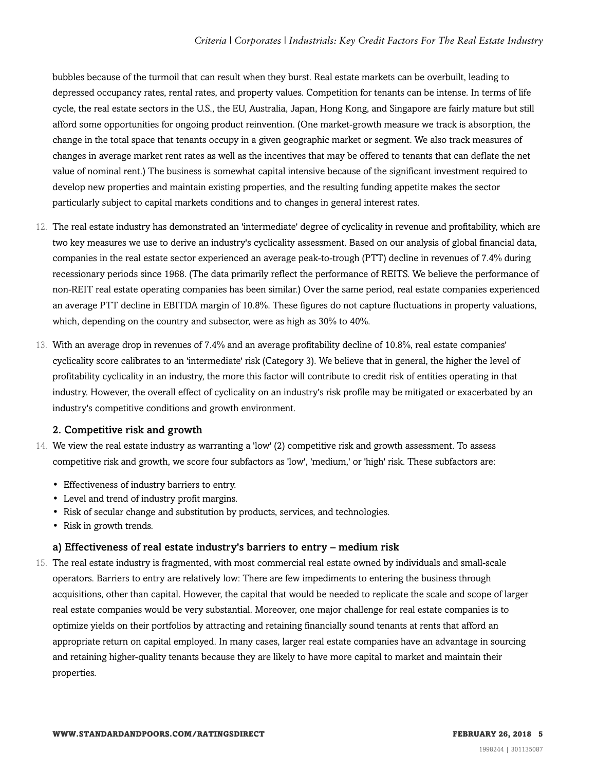bubbles because of the turmoil that can result when they burst. Real estate markets can be overbuilt, leading to depressed occupancy rates, rental rates, and property values. Competition for tenants can be intense. In terms of life cycle, the real estate sectors in the U.S., the EU, Australia, Japan, Hong Kong, and Singapore are fairly mature but still afford some opportunities for ongoing product reinvention. (One market-growth measure we track is absorption, the change in the total space that tenants occupy in a given geographic market or segment. We also track measures of changes in average market rent rates as well as the incentives that may be offered to tenants that can deflate the net value of nominal rent.) The business is somewhat capital intensive because of the significant investment required to develop new properties and maintain existing properties, and the resulting funding appetite makes the sector particularly subject to capital markets conditions and to changes in general interest rates.

12. The real estate industry has demonstrated an 'intermediate' degree of cyclicality in revenue and profitability, which are two key measures we use to derive an industry's cyclicality assessment. Based on our analysis of global financial data, companies in the real estate sector experienced an average peak-to-trough (PTT) decline in revenues of 7.4% during recessionary periods since 1968. (The data primarily reflect the performance of REITS. We believe the performance of non-REIT real estate operating companies has been similar.) Over the same period, real estate companies experienced an average PTT decline in EBITDA margin of 10.8%. These figures do not capture fluctuations in property valuations, which, depending on the country and subsector, were as high as 30% to 40%.

13. With an average drop in revenues of 7.4% and an average profitability decline of 10.8%, real estate companies' cyclicality score calibrates to an 'intermediate' risk (Category 3). We believe that in general, the higher the level of profitability cyclicality in an industry, the more this factor will contribute to credit risk of entities operating in that industry. However, the overall effect of cyclicality on an industry's risk profile may be mitigated or exacerbated by an industry's competitive conditions and growth environment.

### 2. Competitive risk and growth

14. We view the real estate industry as warranting a 'low' (2) competitive risk and growth assessment. To assess competitive risk and growth, we score four subfactors as 'low', 'medium,' or 'high' risk. These subfactors are:

- Effectiveness of industry barriers to entry.
- Level and trend of industry profit margins.
- Risk of secular change and substitution by products, services, and technologies.
- Risk in growth trends.

#### a) Effectiveness of real estate industry's barriers to entry – medium risk

15. The real estate industry is fragmented, with most commercial real estate owned by individuals and small-scale operators. Barriers to entry are relatively low: There are few impediments to entering the business through acquisitions, other than capital. However, the capital that would be needed to replicate the scale and scope of larger real estate companies would be very substantial. Moreover, one major challenge for real estate companies is to optimize yields on their portfolios by attracting and retaining financially sound tenants at rents that afford an appropriate return on capital employed. In many cases, larger real estate companies have an advantage in sourcing and retaining higher-quality tenants because they are likely to have more capital to market and maintain their properties.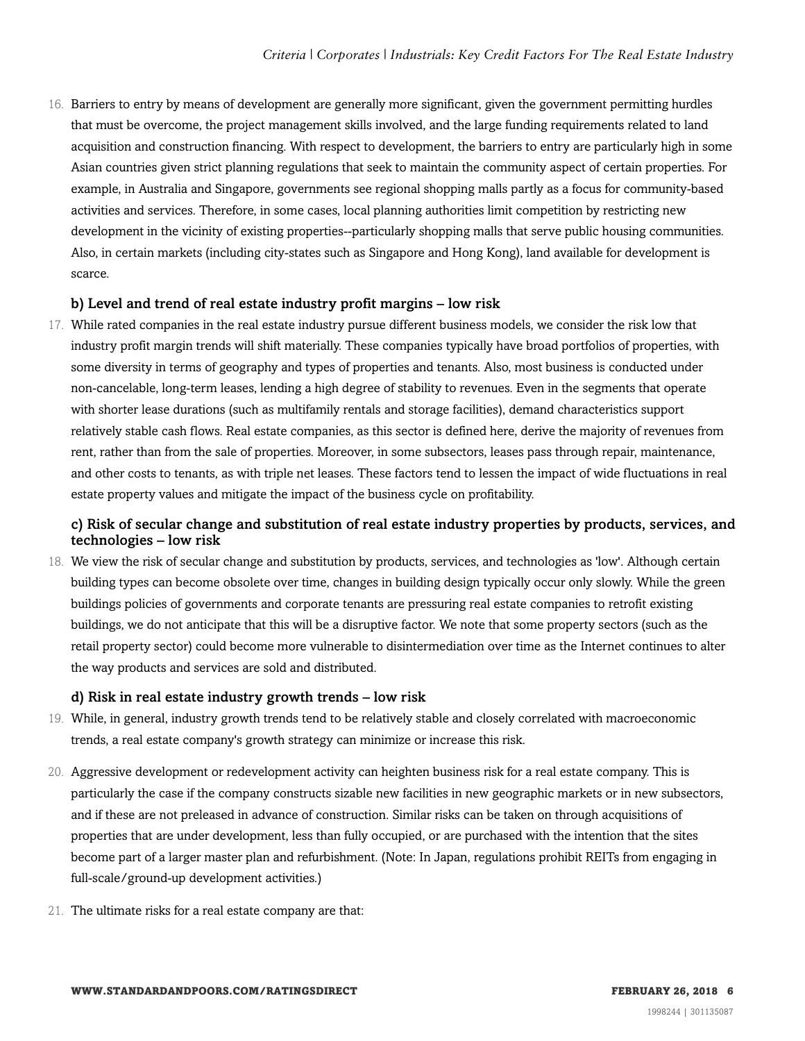16. Barriers to entry by means of development are generally more significant, given the government permitting hurdles that must be overcome, the project management skills involved, and the large funding requirements related to land acquisition and construction financing. With respect to development, the barriers to entry are particularly high in some Asian countries given strict planning regulations that seek to maintain the community aspect of certain properties. For example, in Australia and Singapore, governments see regional shopping malls partly as a focus for community-based activities and services. Therefore, in some cases, local planning authorities limit competition by restricting new development in the vicinity of existing properties--particularly shopping malls that serve public housing communities. Also, in certain markets (including city-states such as Singapore and Hong Kong), land available for development is scarce.

### b) Level and trend of real estate industry profit margins – low risk

17. While rated companies in the real estate industry pursue different business models, we consider the risk low that industry profit margin trends will shift materially. These companies typically have broad portfolios of properties, with some diversity in terms of geography and types of properties and tenants. Also, most business is conducted under non-cancelable, long-term leases, lending a high degree of stability to revenues. Even in the segments that operate with shorter lease durations (such as multifamily rentals and storage facilities), demand characteristics support relatively stable cash flows. Real estate companies, as this sector is defined here, derive the majority of revenues from rent, rather than from the sale of properties. Moreover, in some subsectors, leases pass through repair, maintenance, and other costs to tenants, as with triple net leases. These factors tend to lessen the impact of wide fluctuations in real estate property values and mitigate the impact of the business cycle on profitability.

### c) Risk of secular change and substitution of real estate industry properties by products, services, and technologies – low risk

18. We view the risk of secular change and substitution by products, services, and technologies as 'low'. Although certain building types can become obsolete over time, changes in building design typically occur only slowly. While the green buildings policies of governments and corporate tenants are pressuring real estate companies to retrofit existing buildings, we do not anticipate that this will be a disruptive factor. We note that some property sectors (such as the retail property sector) could become more vulnerable to disintermediation over time as the Internet continues to alter the way products and services are sold and distributed.

### d) Risk in real estate industry growth trends – low risk

19. While, in general, industry growth trends tend to be relatively stable and closely correlated with macroeconomic trends, a real estate company's growth strategy can minimize or increase this risk.

20. Aggressive development or redevelopment activity can heighten business risk for a real estate company. This is particularly the case if the company constructs sizable new facilities in new geographic markets or in new subsectors, and if these are not preleased in advance of construction. Similar risks can be taken on through acquisitions of properties that are under development, less than fully occupied, or are purchased with the intention that the sites become part of a larger master plan and refurbishment. (Note: In Japan, regulations prohibit REITs from engaging in full-scale/ground-up development activities.)

21. The ultimate risks for a real estate company are that: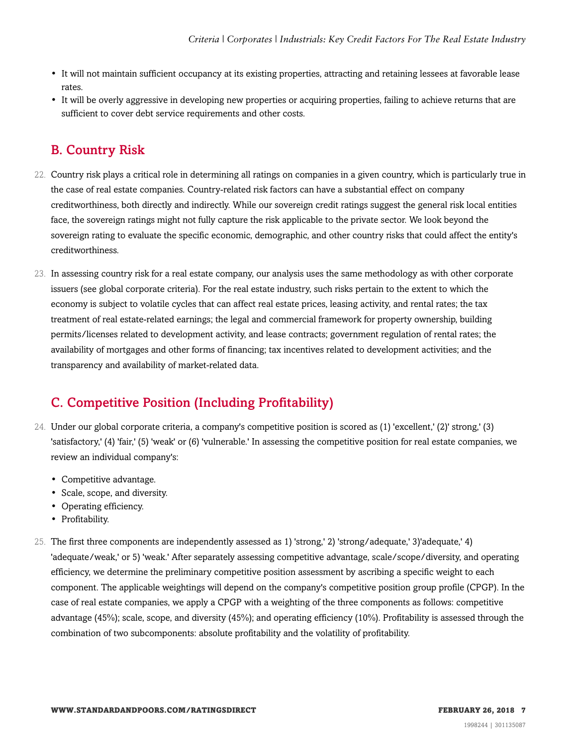- It will not maintain sufficient occupancy at its existing properties, attracting and retaining lessees at favorable lease rates.
- It will be overly aggressive in developing new properties or acquiring properties, failing to achieve returns that are sufficient to cover debt service requirements and other costs.

## B. Country Risk

22. Country risk plays a critical role in determining all ratings on companies in a given country, which is particularly true in the case of real estate companies. Country-related risk factors can have a substantial effect on company creditworthiness, both directly and indirectly. While our sovereign credit ratings suggest the general risk local entities face, the sovereign ratings might not fully capture the risk applicable to the private sector. We look beyond the sovereign rating to evaluate the specific economic, demographic, and other country risks that could affect the entity's creditworthiness.

23. In assessing country risk for a real estate company, our analysis uses the same methodology as with other corporate issuers (see global corporate criteria). For the real estate industry, such risks pertain to the extent to which the economy is subject to volatile cycles that can affect real estate prices, leasing activity, and rental rates; the tax treatment of real estate-related earnings; the legal and commercial framework for property ownership, building permits/licenses related to development activity, and lease contracts; government regulation of rental rates; the availability of mortgages and other forms of financing; tax incentives related to development activities; and the transparency and availability of market-related data.

## C. Competitive Position (Including Profitability)

24. Under our global corporate criteria, a company's competitive position is scored as (1) 'excellent,' (2)' strong,' (3) 'satisfactory,' (4) 'fair,' (5) 'weak' or (6) 'vulnerable.' In assessing the competitive position for real estate companies, we review an individual company's:

    - Competitive advantage.
    - Scale, scope, and diversity.
    - Operating efficiency.
    - Profitability.

25. The first three components are independently assessed as 1) 'strong,' 2) 'strong/adequate,' 3)'adequate,' 4) 'adequate/weak,' or 5) 'weak.' After separately assessing competitive advantage, scale/scope/diversity, and operating efficiency, we determine the preliminary competitive position assessment by ascribing a specific weight to each component. The applicable weightings will depend on the company's competitive position group profile (CPGP). In the case of real estate companies, we apply a CPGP with a weighting of the three components as follows: competitive advantage (45%); scale, scope, and diversity (45%); and operating efficiency (10%). Profitability is assessed through the combination of two subcomponents: absolute profitability and the volatility of profitability.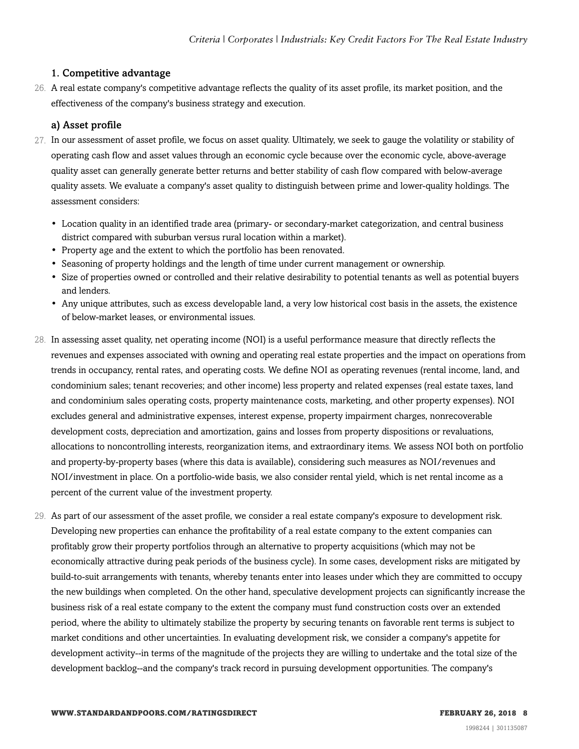### 1. Competitive advantage

26. A real estate company's competitive advantage reflects the quality of its asset profile, its market position, and the effectiveness of the company's business strategy and execution.

#### a) Asset profile

27. In our assessment of asset profile, we focus on asset quality. Ultimately, we seek to gauge the volatility or stability of operating cash flow and asset values through an economic cycle because over the economic cycle, above-average quality asset can generally generate better returns and better stability of cash flow compared with below-average quality assets. We evaluate a company's asset quality to distinguish between prime and lower-quality holdings. The assessment considers:

- Location quality in an identified trade area (primary- or secondary-market categorization, and central business district compared with suburban versus rural location within a market).
- Property age and the extent to which the portfolio has been renovated.
- Seasoning of property holdings and the length of time under current management or ownership.
- Size of properties owned or controlled and their relative desirability to potential tenants as well as potential buyers and lenders.
- Any unique attributes, such as excess developable land, a very low historical cost basis in the assets, the existence of below-market leases, or environmental issues.

28. In assessing asset quality, net operating income (NOI) is a useful performance measure that directly reflects the revenues and expenses associated with owning and operating real estate properties and the impact on operations from trends in occupancy, rental rates, and operating costs. We define NOI as operating revenues (rental income, land, and condominium sales; tenant recoveries; and other income) less property and related expenses (real estate taxes, land and condominium sales operating costs, property maintenance costs, marketing, and other property expenses). NOI excludes general and administrative expenses, interest expense, property impairment charges, nonrecoverable development costs, depreciation and amortization, gains and losses from property dispositions or revaluations, allocations to noncontrolling interests, reorganization items, and extraordinary items. We assess NOI both on portfolio and property-by-property bases (where this data is available), considering such measures as NOI/revenues and NOI/investment in place. On a portfolio-wide basis, we also consider rental yield, which is net rental income as a percent of the current value of the investment property.

29. As part of our assessment of the asset profile, we consider a real estate company's exposure to development risk. Developing new properties can enhance the profitability of a real estate company to the extent companies can profitably grow their property portfolios through an alternative to property acquisitions (which may not be economically attractive during peak periods of the business cycle). In some cases, development risks are mitigated by build-to-suit arrangements with tenants, whereby tenants enter into leases under which they are committed to occupy the new buildings when completed. On the other hand, speculative development projects can significantly increase the business risk of a real estate company to the extent the company must fund construction costs over an extended period, where the ability to ultimately stabilize the property by securing tenants on favorable rent terms is subject to market conditions and other uncertainties. In evaluating development risk, we consider a company's appetite for development activity--in terms of the magnitude of the projects they are willing to undertake and the total size of the development backlog--and the company's track record in pursuing development opportunities. The company's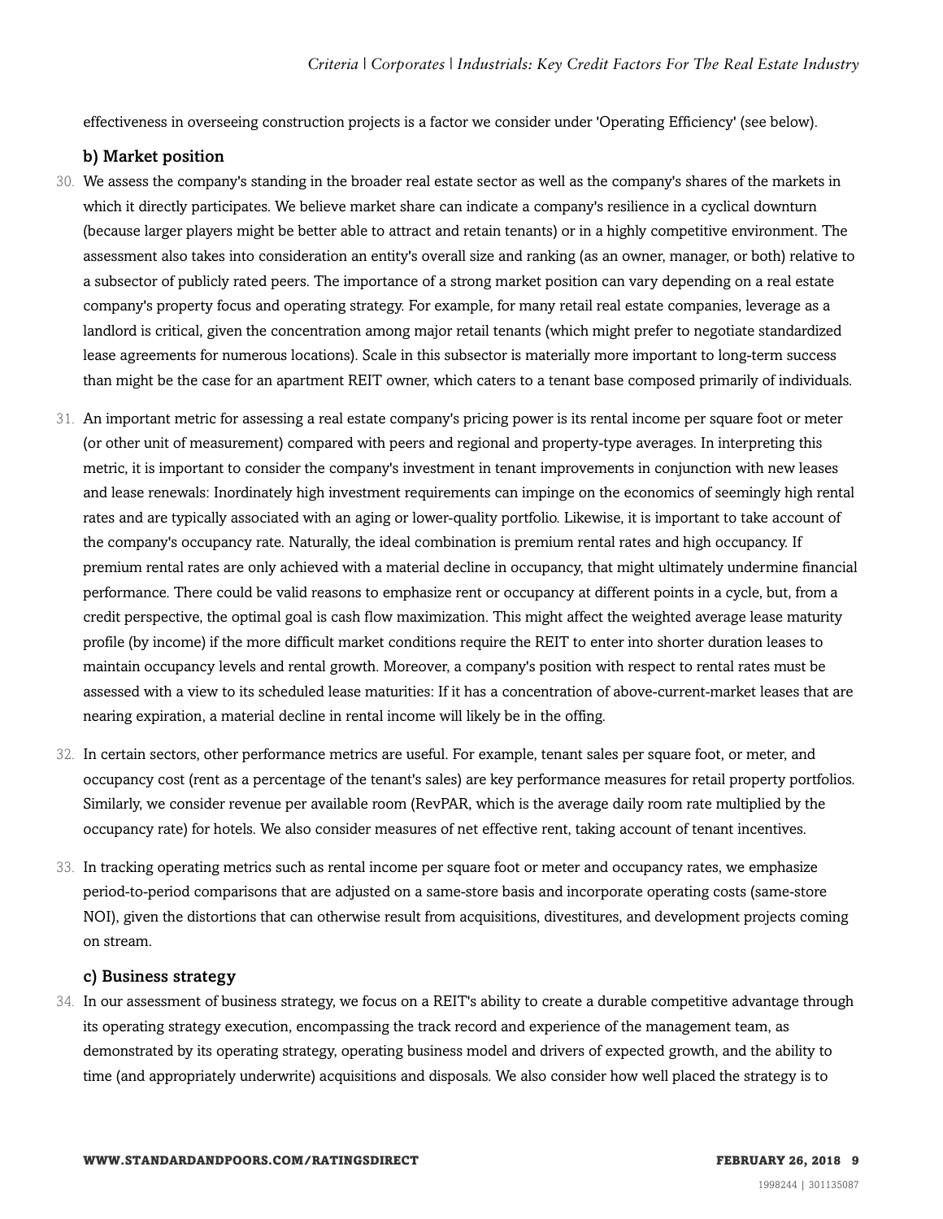effectiveness in overseeing construction projects is a factor we consider under 'Operating Efficiency' (see below).

### b) Market position

30. We assess the company's standing in the broader real estate sector as well as the company's shares of the markets in which it directly participates. We believe market share can indicate a company's resilience in a cyclical downturn (because larger players might be better able to attract and retain tenants) or in a highly competitive environment. The assessment also takes into consideration an entity's overall size and ranking (as an owner, manager, or both) relative to a subsector of publicly rated peers. The importance of a strong market position can vary depending on a real estate company's property focus and operating strategy. For example, for many retail real estate companies, leverage as a landlord is critical, given the concentration among major retail tenants (which might prefer to negotiate standardized lease agreements for numerous locations). Scale in this subsector is materially more important to long-term success than might be the case for an apartment REIT owner, which caters to a tenant base composed primarily of individuals.

31. An important metric for assessing a real estate company's pricing power is its rental income per square foot or meter (or other unit of measurement) compared with peers and regional and property-type averages. In interpreting this metric, it is important to consider the company's investment in tenant improvements in conjunction with new leases and lease renewals: Inordinately high investment requirements can impinge on the economics of seemingly high rental rates and are typically associated with an aging or lower-quality portfolio. Likewise, it is important to take account of the company's occupancy rate. Naturally, the ideal combination is premium rental rates and high occupancy. If premium rental rates are only achieved with a material decline in occupancy, that might ultimately undermine financial performance. There could be valid reasons to emphasize rent or occupancy at different points in a cycle, but, from a credit perspective, the optimal goal is cash flow maximization. This might affect the weighted average lease maturity profile (by income) if the more difficult market conditions require the REIT to enter into shorter duration leases to maintain occupancy levels and rental growth. Moreover, a company's position with respect to rental rates must be assessed with a view to its scheduled lease maturities: If it has a concentration of above-current-market leases that are nearing expiration, a material decline in rental income will likely be in the offing.

32. In certain sectors, other performance metrics are useful. For example, tenant sales per square foot, or meter, and occupancy cost (rent as a percentage of the tenant's sales) are key performance measures for retail property portfolios. Similarly, we consider revenue per available room (RevPAR, which is the average daily room rate multiplied by the occupancy rate) for hotels. We also consider measures of net effective rent, taking account of tenant incentives.

33. In tracking operating metrics such as rental income per square foot or meter and occupancy rates, we emphasize period-to-period comparisons that are adjusted on a same-store basis and incorporate operating costs (same-store NOI), given the distortions that can otherwise result from acquisitions, divestitures, and development projects coming on stream.

### c) Business strategy

34. In our assessment of business strategy, we focus on a REIT's ability to create a durable competitive advantage through its operating strategy execution, encompassing the track record and experience of the management team, as demonstrated by its operating strategy, operating business model and drivers of expected growth, and the ability to time (and appropriately underwrite) acquisitions and disposals. We also consider how well placed the strategy is to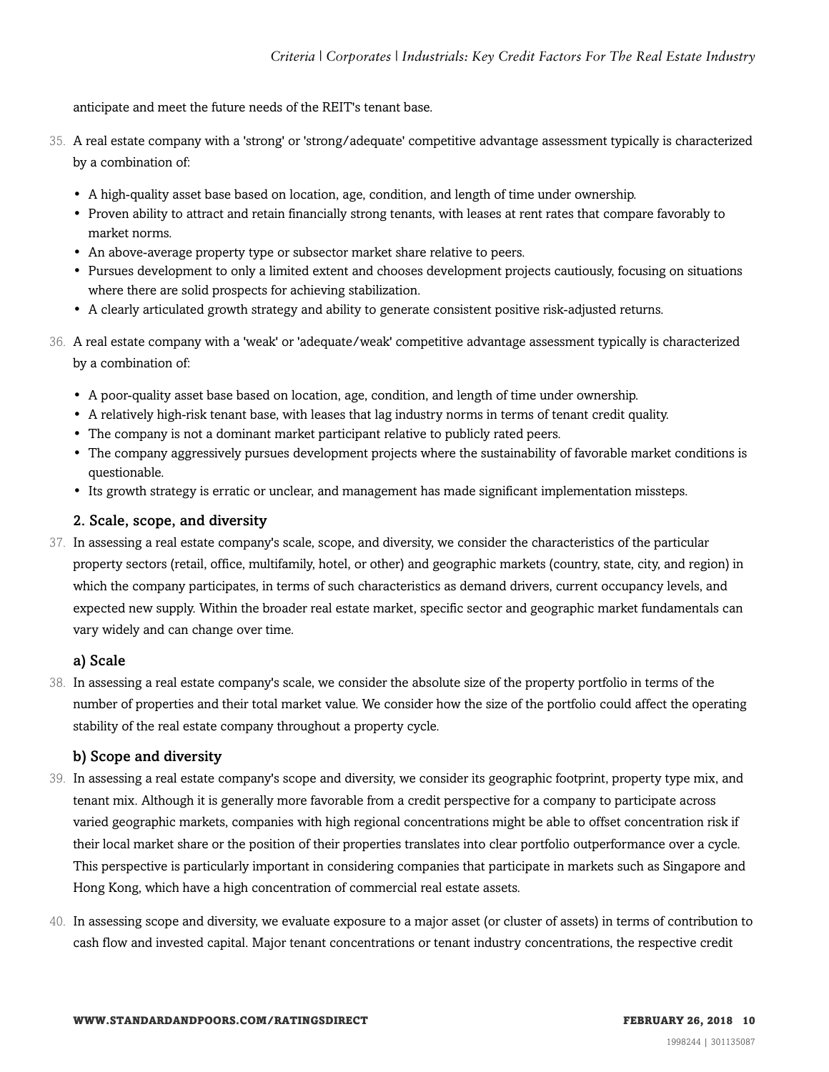anticipate and meet the future needs of the REIT's tenant base.

35. A real estate company with a 'strong' or 'strong/adequate' competitive advantage assessment typically is characterized by a combination of:

- A high-quality asset base based on location, age, condition, and length of time under ownership.
- Proven ability to attract and retain financially strong tenants, with leases at rent rates that compare favorably to market norms.
- An above-average property type or subsector market share relative to peers.
- Pursues development to only a limited extent and chooses development projects cautiously, focusing on situations where there are solid prospects for achieving stabilization.
- A clearly articulated growth strategy and ability to generate consistent positive risk-adjusted returns.

36. A real estate company with a 'weak' or 'adequate/weak' competitive advantage assessment typically is characterized by a combination of:

- A poor-quality asset base based on location, age, condition, and length of time under ownership.
- A relatively high-risk tenant base, with leases that lag industry norms in terms of tenant credit quality.
- The company is not a dominant market participant relative to publicly rated peers.
- The company aggressively pursues development projects where the sustainability of favorable market conditions is questionable.
- Its growth strategy is erratic or unclear, and management has made significant implementation missteps.

### 2. Scale, scope, and diversity

37. In assessing a real estate company's scale, scope, and diversity, we consider the characteristics of the particular property sectors (retail, office, multifamily, hotel, or other) and geographic markets (country, state, city, and region) in which the company participates, in terms of such characteristics as demand drivers, current occupancy levels, and expected new supply. Within the broader real estate market, specific sector and geographic market fundamentals can vary widely and can change over time.

#### a) Scale

38. In assessing a real estate company's scale, we consider the absolute size of the property portfolio in terms of the number of properties and their total market value. We consider how the size of the portfolio could affect the operating stability of the real estate company throughout a property cycle.

#### b) Scope and diversity

39. In assessing a real estate company's scope and diversity, we consider its geographic footprint, property type mix, and tenant mix. Although it is generally more favorable from a credit perspective for a company to participate across varied geographic markets, companies with high regional concentrations might be able to offset concentration risk if their local market share or the position of their properties translates into clear portfolio outperformance over a cycle. This perspective is particularly important in considering companies that participate in markets such as Singapore and Hong Kong, which have a high concentration of commercial real estate assets.

40. In assessing scope and diversity, we evaluate exposure to a major asset (or cluster of assets) in terms of contribution to cash flow and invested capital. Major tenant concentrations or tenant industry concentrations, the respective credit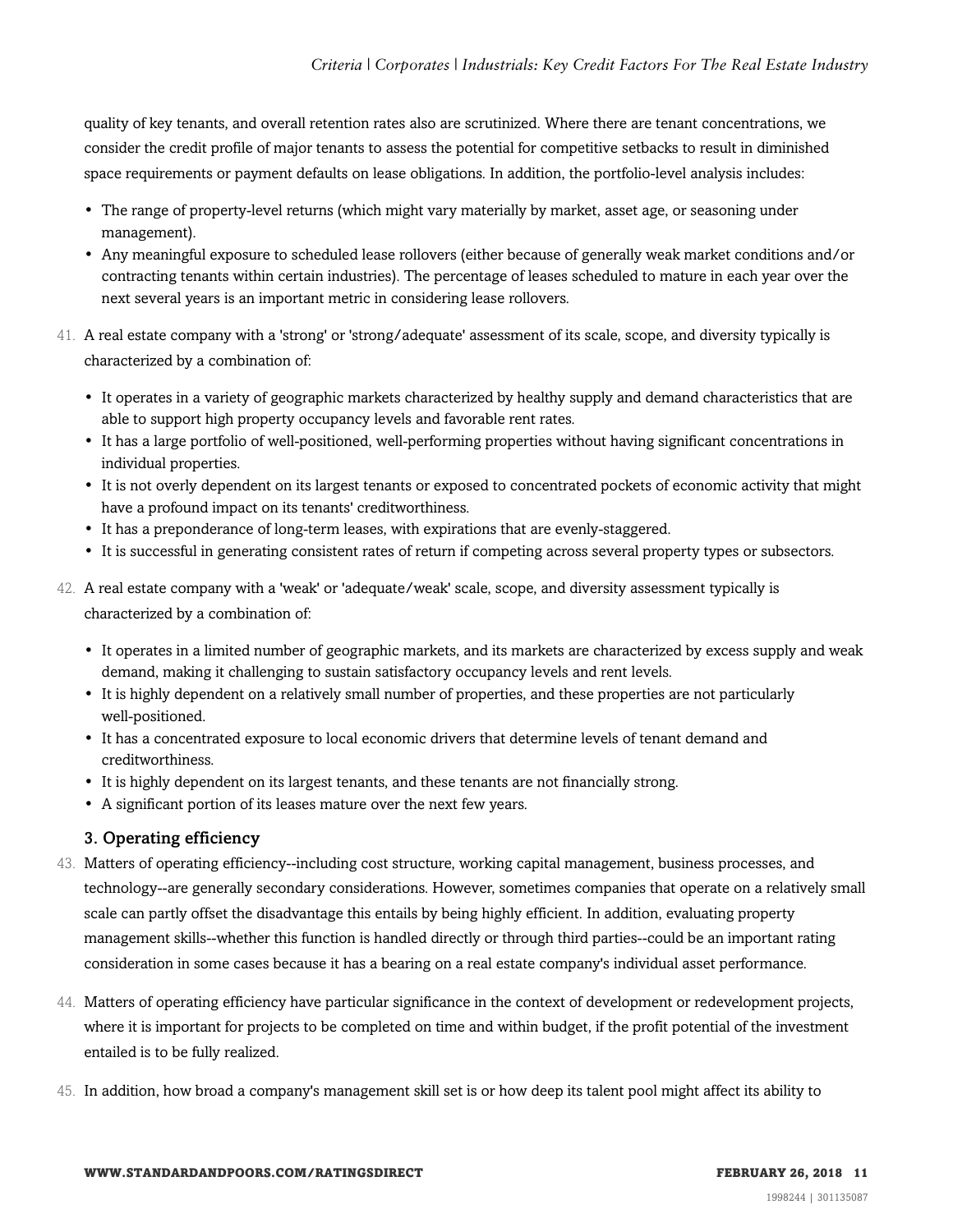quality of key tenants, and overall retention rates also are scrutinized. Where there are tenant concentrations, we consider the credit profile of major tenants to assess the potential for competitive setbacks to result in diminished space requirements or payment defaults on lease obligations. In addition, the portfolio-level analysis includes:

- The range of property-level returns (which might vary materially by market, asset age, or seasoning under management).
- Any meaningful exposure to scheduled lease rollovers (either because of generally weak market conditions and/or contracting tenants within certain industries). The percentage of leases scheduled to mature in each year over the next several years is an important metric in considering lease rollovers.

41. A real estate company with a 'strong' or 'strong/adequate' assessment of its scale, scope, and diversity typically is characterized by a combination of:

    - It operates in a variety of geographic markets characterized by healthy supply and demand characteristics that are able to support high property occupancy levels and favorable rent rates.
    - It has a large portfolio of well-positioned, well-performing properties without having significant concentrations in individual properties.
    - It is not overly dependent on its largest tenants or exposed to concentrated pockets of economic activity that might have a profound impact on its tenants' creditworthiness.
    - It has a preponderance of long-term leases, with expirations that are evenly-staggered.
    - It is successful in generating consistent rates of return if competing across several property types or subsectors.

42. A real estate company with a 'weak' or 'adequate/weak' scale, scope, and diversity assessment typically is characterized by a combination of:

    - It operates in a limited number of geographic markets, and its markets are characterized by excess supply and weak demand, making it challenging to sustain satisfactory occupancy levels and rent levels.
    - It is highly dependent on a relatively small number of properties, and these properties are not particularly well-positioned.
    - It has a concentrated exposure to local economic drivers that determine levels of tenant demand and creditworthiness.
    - It is highly dependent on its largest tenants, and these tenants are not financially strong.
    - A significant portion of its leases mature over the next few years.

### 3. Operating efficiency

43. Matters of operating efficiency--including cost structure, working capital management, business processes, and technology--are generally secondary considerations. However, sometimes companies that operate on a relatively small scale can partly offset the disadvantage this entails by being highly efficient. In addition, evaluating property management skills--whether this function is handled directly or through third parties--could be an important rating consideration in some cases because it has a bearing on a real estate company's individual asset performance.

44. Matters of operating efficiency have particular significance in the context of development or redevelopment projects, where it is important for projects to be completed on time and within budget, if the profit potential of the investment entailed is to be fully realized.

45. In addition, how broad a company's management skill set is or how deep its talent pool might affect its ability to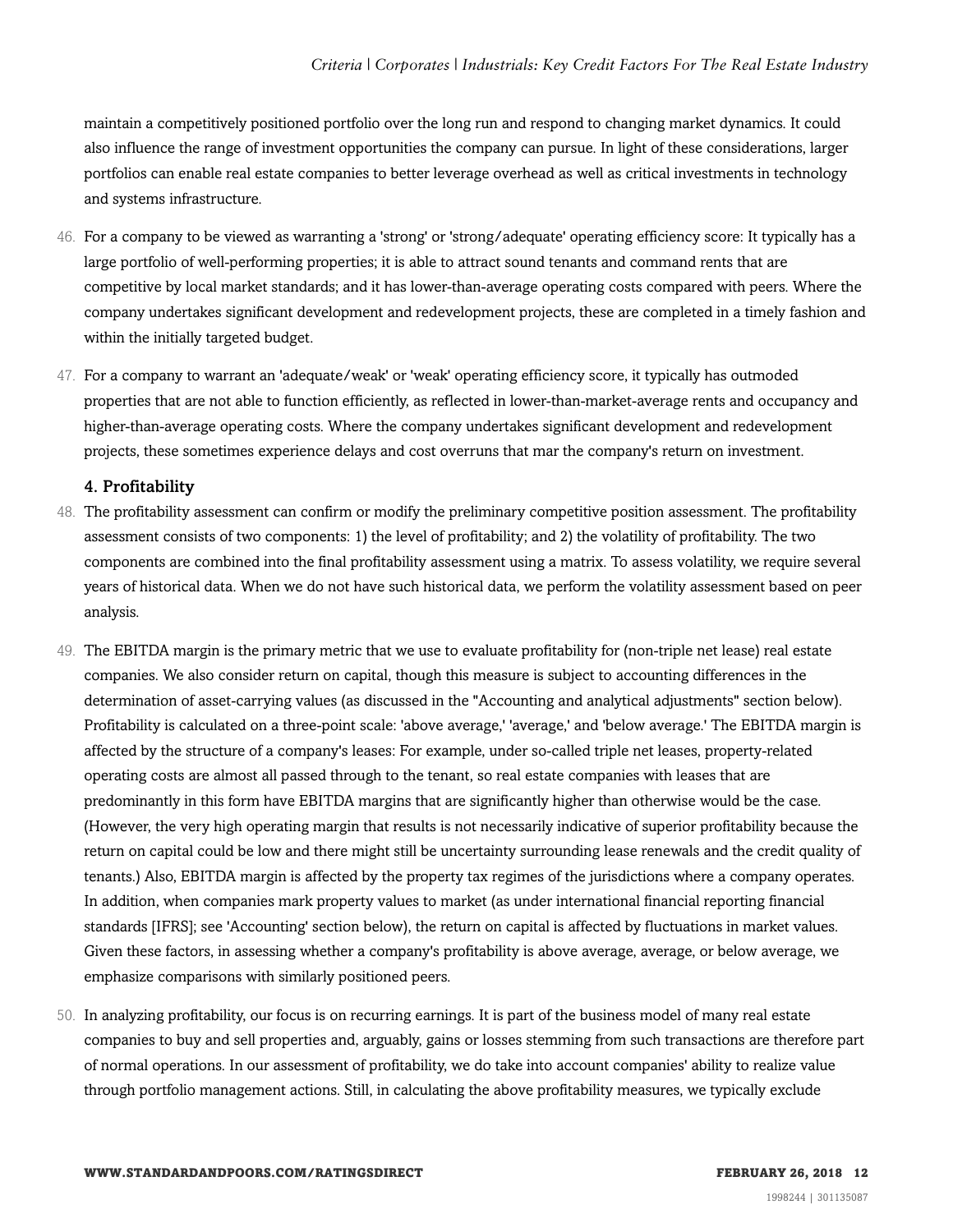maintain a competitively positioned portfolio over the long run and respond to changing market dynamics. It could also influence the range of investment opportunities the company can pursue. In light of these considerations, larger portfolios can enable real estate companies to better leverage overhead as well as critical investments in technology and systems infrastructure.

46. For a company to be viewed as warranting a 'strong' or 'strong/adequate' operating efficiency score: It typically has a large portfolio of well-performing properties; it is able to attract sound tenants and command rents that are competitive by local market standards; and it has lower-than-average operating costs compared with peers. Where the company undertakes significant development and redevelopment projects, these are completed in a timely fashion and within the initially targeted budget.

47. For a company to warrant an 'adequate/weak' or 'weak' operating efficiency score, it typically has outmoded properties that are not able to function efficiently, as reflected in lower-than-market-average rents and occupancy and higher-than-average operating costs. Where the company undertakes significant development and redevelopment projects, these sometimes experience delays and cost overruns that mar the company's return on investment.

### 4. Profitability

48. The profitability assessment can confirm or modify the preliminary competitive position assessment. The profitability assessment consists of two components: 1) the level of profitability; and 2) the volatility of profitability. The two components are combined into the final profitability assessment using a matrix. To assess volatility, we require several years of historical data. When we do not have such historical data, we perform the volatility assessment based on peer analysis.

49. The EBITDA margin is the primary metric that we use to evaluate profitability for (non-triple net lease) real estate companies. We also consider return on capital, though this measure is subject to accounting differences in the determination of asset-carrying values (as discussed in the "Accounting and analytical adjustments" section below). Profitability is calculated on a three-point scale: 'above average,' 'average,' and 'below average.' The EBITDA margin is affected by the structure of a company's leases: For example, under so-called triple net leases, property-related operating costs are almost all passed through to the tenant, so real estate companies with leases that are predominantly in this form have EBITDA margins that are significantly higher than otherwise would be the case. (However, the very high operating margin that results is not necessarily indicative of superior profitability because the return on capital could be low and there might still be uncertainty surrounding lease renewals and the credit quality of tenants.) Also, EBITDA margin is affected by the property tax regimes of the jurisdictions where a company operates. In addition, when companies mark property values to market (as under international financial reporting financial standards [IFRS]; see 'Accounting' section below), the return on capital is affected by fluctuations in market values. Given these factors, in assessing whether a company's profitability is above average, average, or below average, we emphasize comparisons with similarly positioned peers.

50. In analyzing profitability, our focus is on recurring earnings. It is part of the business model of many real estate companies to buy and sell properties and, arguably, gains or losses stemming from such transactions are therefore part of normal operations. In our assessment of profitability, we do take into account companies' ability to realize value through portfolio management actions. Still, in calculating the above profitability measures, we typically exclude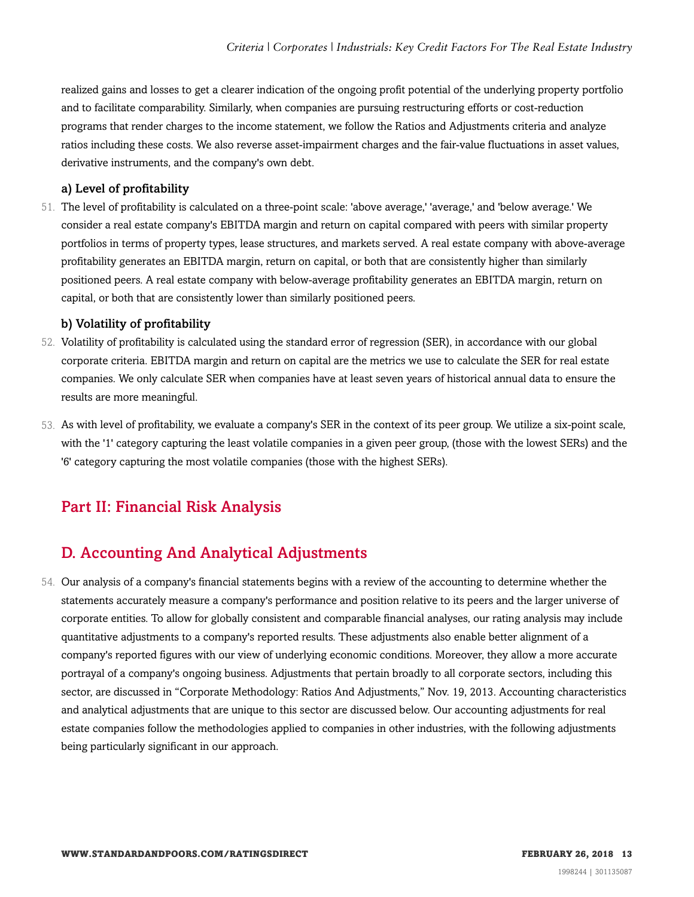realized gains and losses to get a clearer indication of the ongoing profit potential of the underlying property portfolio and to facilitate comparability. Similarly, when companies are pursuing restructuring efforts or cost-reduction programs that render charges to the income statement, we follow the Ratios and Adjustments criteria and analyze ratios including these costs. We also reverse asset-impairment charges and the fair-value fluctuations in asset values, derivative instruments, and the company's own debt.

#### a) Level of profitability

51. The level of profitability is calculated on a three-point scale: 'above average,' 'average,' and 'below average.' We consider a real estate company's EBITDA margin and return on capital compared with peers with similar property portfolios in terms of property types, lease structures, and markets served. A real estate company with above-average profitability generates an EBITDA margin, return on capital, or both that are consistently higher than similarly positioned peers. A real estate company with below-average profitability generates an EBITDA margin, return on capital, or both that are consistently lower than similarly positioned peers.

#### b) Volatility of profitability

52. Volatility of profitability is calculated using the standard error of regression (SER), in accordance with our global corporate criteria. EBITDA margin and return on capital are the metrics we use to calculate the SER for real estate companies. We only calculate SER when companies have at least seven years of historical annual data to ensure the results are more meaningful.

53. As with level of profitability, we evaluate a company's SER in the context of its peer group. We utilize a six-point scale, with the '1' category capturing the least volatile companies in a given peer group, (those with the lowest SERs) and the '6' category capturing the most volatile companies (those with the highest SERs).

## Part II: Financial Risk Analysis

## D. Accounting And Analytical Adjustments

54. Our analysis of a company's financial statements begins with a review of the accounting to determine whether the statements accurately measure a company's performance and position relative to its peers and the larger universe of corporate entities. To allow for globally consistent and comparable financial analyses, our rating analysis may include quantitative adjustments to a company's reported results. These adjustments also enable better alignment of a company's reported figures with our view of underlying economic conditions. Moreover, they allow a more accurate portrayal of a company's ongoing business. Adjustments that pertain broadly to all corporate sectors, including this sector, are discussed in "Corporate Methodology: Ratios And Adjustments," Nov. 19, 2013. Accounting characteristics and analytical adjustments that are unique to this sector are discussed below. Our accounting adjustments for real estate companies follow the methodologies applied to companies in other industries, with the following adjustments being particularly significant in our approach.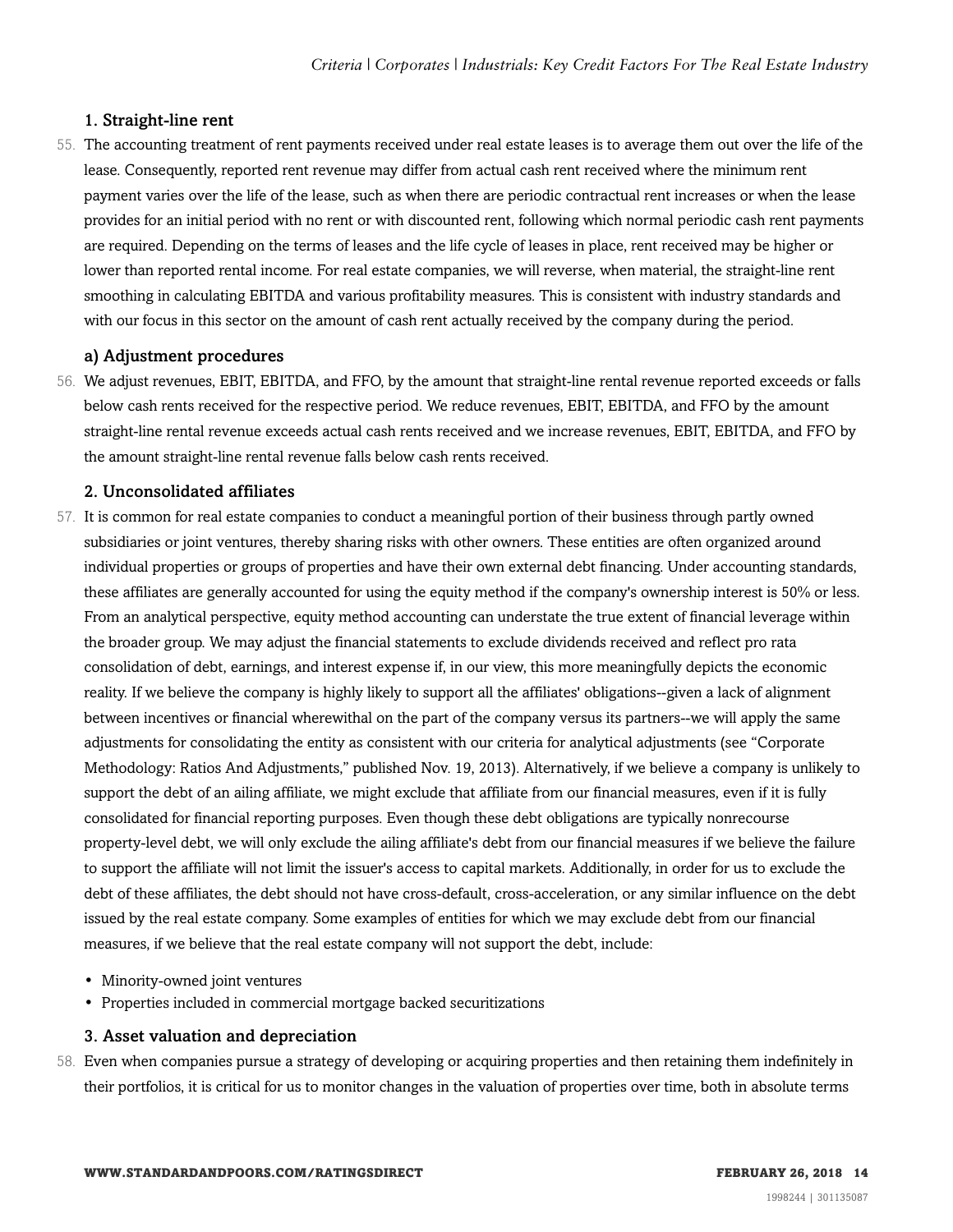### 1. Straight-line rent

55. The accounting treatment of rent payments received under real estate leases is to average them out over the life of the lease. Consequently, reported rent revenue may differ from actual cash rent received where the minimum rent payment varies over the life of the lease, such as when there are periodic contractual rent increases or when the lease provides for an initial period with no rent or with discounted rent, following which normal periodic cash rent payments are required. Depending on the terms of leases and the life cycle of leases in place, rent received may be higher or lower than reported rental income. For real estate companies, we will reverse, when material, the straight-line rent smoothing in calculating EBITDA and various profitability measures. This is consistent with industry standards and with our focus in this sector on the amount of cash rent actually received by the company during the period.

#### a) Adjustment procedures

56. We adjust revenues, EBIT, EBITDA, and FFO, by the amount that straight-line rental revenue reported exceeds or falls below cash rents received for the respective period. We reduce revenues, EBIT, EBITDA, and FFO by the amount straight-line rental revenue exceeds actual cash rents received and we increase revenues, EBIT, EBITDA, and FFO by the amount straight-line rental revenue falls below cash rents received.

### 2. Unconsolidated affiliates

57. It is common for real estate companies to conduct a meaningful portion of their business through partly owned subsidiaries or joint ventures, thereby sharing risks with other owners. These entities are often organized around individual properties or groups of properties and have their own external debt financing. Under accounting standards, these affiliates are generally accounted for using the equity method if the company's ownership interest is 50% or less. From an analytical perspective, equity method accounting can understate the true extent of financial leverage within the broader group. We may adjust the financial statements to exclude dividends received and reflect pro rata consolidation of debt, earnings, and interest expense if, in our view, this more meaningfully depicts the economic reality. If we believe the company is highly likely to support all the affiliates' obligations--given a lack of alignment between incentives or financial wherewithal on the part of the company versus its partners--we will apply the same adjustments for consolidating the entity as consistent with our criteria for analytical adjustments (see "Corporate Methodology: Ratios And Adjustments," published Nov. 19, 2013). Alternatively, if we believe a company is unlikely to support the debt of an ailing affiliate, we might exclude that affiliate from our financial measures, even if it is fully consolidated for financial reporting purposes. Even though these debt obligations are typically nonrecourse property-level debt, we will only exclude the ailing affiliate's debt from our financial measures if we believe the failure to support the affiliate will not limit the issuer's access to capital markets. Additionally, in order for us to exclude the debt of these affiliates, the debt should not have cross-default, cross-acceleration, or any similar influence on the debt issued by the real estate company. Some examples of entities for which we may exclude debt from our financial measures, if we believe that the real estate company will not support the debt, include:

- Minority-owned joint ventures
- Properties included in commercial mortgage backed securitizations

### 3. Asset valuation and depreciation

58. Even when companies pursue a strategy of developing or acquiring properties and then retaining them indefinitely in their portfolios, it is critical for us to monitor changes in the valuation of properties over time, both in absolute terms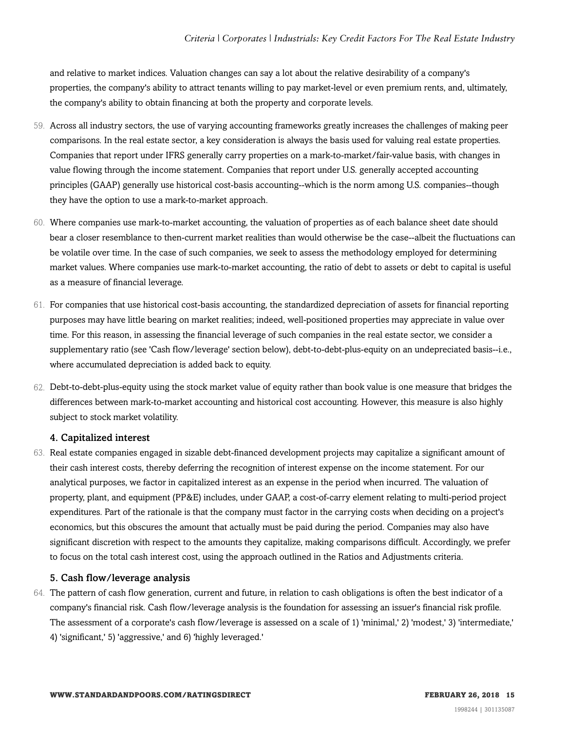and relative to market indices. Valuation changes can say a lot about the relative desirability of a company's properties, the company's ability to attract tenants willing to pay market-level or even premium rents, and, ultimately, the company's ability to obtain financing at both the property and corporate levels.

59. Across all industry sectors, the use of varying accounting frameworks greatly increases the challenges of making peer comparisons. In the real estate sector, a key consideration is always the basis used for valuing real estate properties. Companies that report under IFRS generally carry properties on a mark-to-market/fair-value basis, with changes in value flowing through the income statement. Companies that report under U.S. generally accepted accounting principles (GAAP) generally use historical cost-basis accounting--which is the norm among U.S. companies--though they have the option to use a mark-to-market approach.

60. Where companies use mark-to-market accounting, the valuation of properties as of each balance sheet date should bear a closer resemblance to then-current market realities than would otherwise be the case--albeit the fluctuations can be volatile over time. In the case of such companies, we seek to assess the methodology employed for determining market values. Where companies use mark-to-market accounting, the ratio of debt to assets or debt to capital is useful as a measure of financial leverage.

61. For companies that use historical cost-basis accounting, the standardized depreciation of assets for financial reporting purposes may have little bearing on market realities; indeed, well-positioned properties may appreciate in value over time. For this reason, in assessing the financial leverage of such companies in the real estate sector, we consider a supplementary ratio (see 'Cash flow/leverage' section below), debt-to-debt-plus-equity on an undepreciated basis--i.e., where accumulated depreciation is added back to equity.

62. Debt-to-debt-plus-equity using the stock market value of equity rather than book value is one measure that bridges the differences between mark-to-market accounting and historical cost accounting. However, this measure is also highly subject to stock market volatility.

### 4. Capitalized interest

63. Real estate companies engaged in sizable debt-financed development projects may capitalize a significant amount of their cash interest costs, thereby deferring the recognition of interest expense on the income statement. For our analytical purposes, we factor in capitalized interest as an expense in the period when incurred. The valuation of property, plant, and equipment (PP&E) includes, under GAAP, a cost-of-carry element relating to multi-period project expenditures. Part of the rationale is that the company must factor in the carrying costs when deciding on a project's economics, but this obscures the amount that actually must be paid during the period. Companies may also have significant discretion with respect to the amounts they capitalize, making comparisons difficult. Accordingly, we prefer to focus on the total cash interest cost, using the approach outlined in the Ratios and Adjustments criteria.

### 5. Cash flow/leverage analysis

64. The pattern of cash flow generation, current and future, in relation to cash obligations is often the best indicator of a company's financial risk. Cash flow/leverage analysis is the foundation for assessing an issuer's financial risk profile. The assessment of a corporate's cash flow/leverage is assessed on a scale of 1) 'minimal,' 2) 'modest,' 3) 'intermediate,' 4) 'significant,' 5) 'aggressive,' and 6) 'highly leveraged.'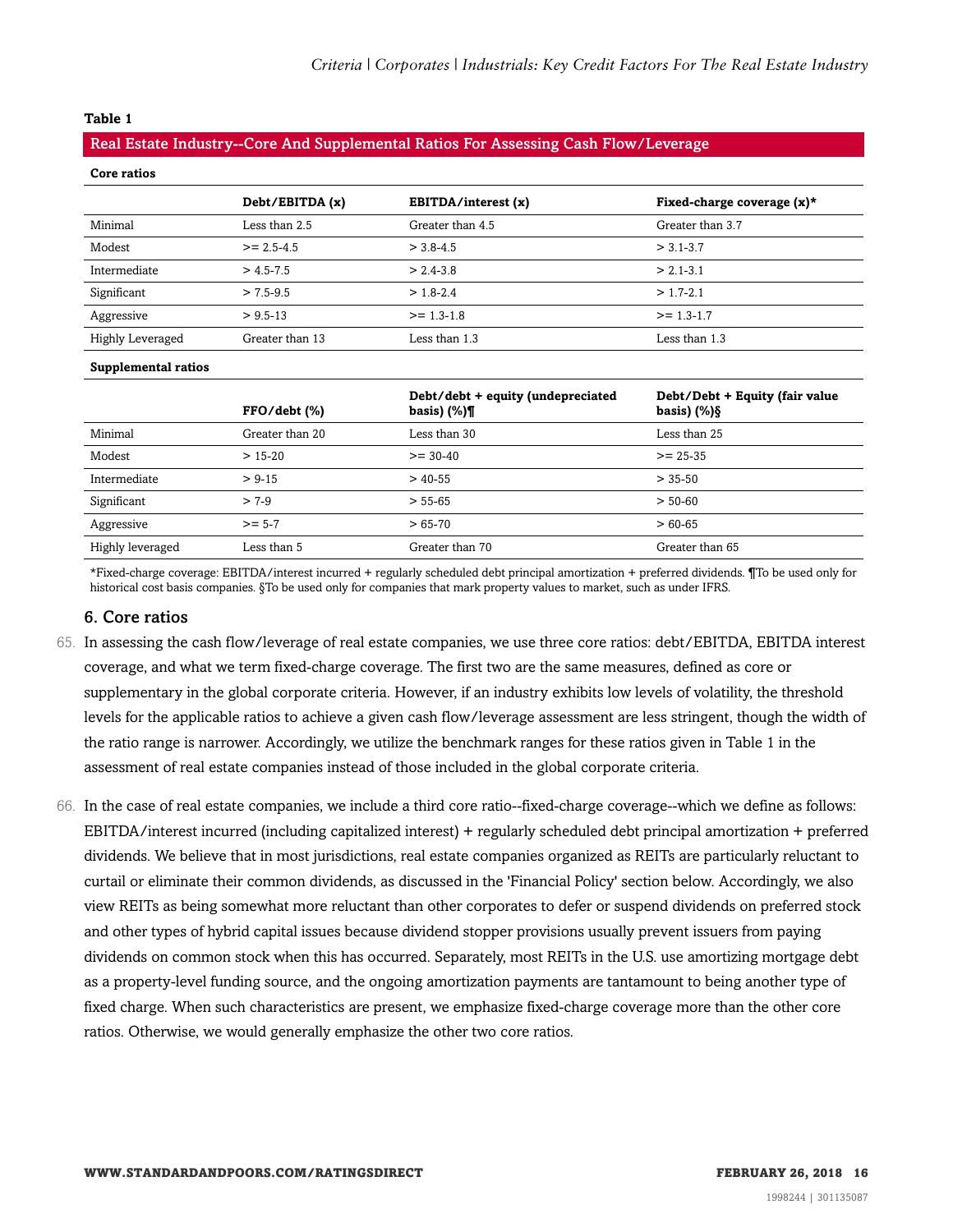**Table 1**

**Real Estate Industry--Core And Supplemental Ratios For Assessing Cash Flow/Leverage**

**Core ratios**

| | Debt/EBITDA (x) | EBITDA/interest (x) | Fixed-charge coverage (x)* |
|---|---|---|---|
| Minimal | Less than 2.5 | Greater than 4.5 | Greater than 3.7 |
| Modest | >= 2.5-4.5 | > 3.8-4.5 | > 3.1-3.7 |
| Intermediate | > 4.5-7.5 | > 2.4-3.8 | > 2.1-3.1 |
| Significant | > 7.5-9.5 | > 1.8-2.4 | > 1.7-2.1 |
| Aggressive | > 9.5-13 | >= 1.3-1.8 | >= 1.3-1.7 |
| Highly Leveraged | Greater than 13 | Less than 1.3 | Less than 1.3 |

**Supplemental ratios**

| | FFO/debt (%) | Debt/debt + equity (undepreciated basis) (%)¶ | Debt/Debt + Equity (fair value basis) (%)§ |
|---|---|---|---|
| Minimal | Greater than 20 | Less than 30 | Less than 25 |
| Modest | > 15-20 | >= 30-40 | >= 25-35 |
| Intermediate | > 9-15 | > 40-55 | > 35-50 |
| Significant | > 7-9 | > 55-65 | > 50-60 |
| Aggressive | >= 5-7 | > 65-70 | > 60-65 |
| Highly leveraged | Less than 5 | Greater than 70 | Greater than 65 |

*Fixed-charge coverage: EBITDA/interest incurred + regularly scheduled debt principal amortization + preferred dividends. ¶To be used only for historical cost basis companies. §To be used only for companies that mark property values to market, such as under IFRS.

## 6. Core ratios

65. In assessing the cash flow/leverage of real estate companies, we use three core ratios: debt/EBITDA, EBITDA interest coverage, and what we term fixed-charge coverage. The first two are the same measures, defined as core or supplementary in the global corporate criteria. However, if an industry exhibits low levels of volatility, the threshold levels for the applicable ratios to achieve a given cash flow/leverage assessment are less stringent, though the width of the ratio range is narrower. Accordingly, we utilize the benchmark ranges for these ratios given in Table 1 in the assessment of real estate companies instead of those included in the global corporate criteria.

66. In the case of real estate companies, we include a third core ratio--fixed-charge coverage--which we define as follows: EBITDA/interest incurred (including capitalized interest) + regularly scheduled debt principal amortization + preferred dividends. We believe that in most jurisdictions, real estate companies organized as REITs are particularly reluctant to curtail or eliminate their common dividends, as discussed in the 'Financial Policy' section below. Accordingly, we also view REITs as being somewhat more reluctant than other corporates to defer or suspend dividends on preferred stock and other types of hybrid capital issues because dividend stopper provisions usually prevent issuers from paying dividends on common stock when this has occurred. Separately, most REITs in the U.S. use amortizing mortgage debt as a property-level funding source, and the ongoing amortization payments are tantamount to being another type of fixed charge. When such characteristics are present, we emphasize fixed-charge coverage more than the other core ratios. Otherwise, we would generally emphasize the other two core ratios.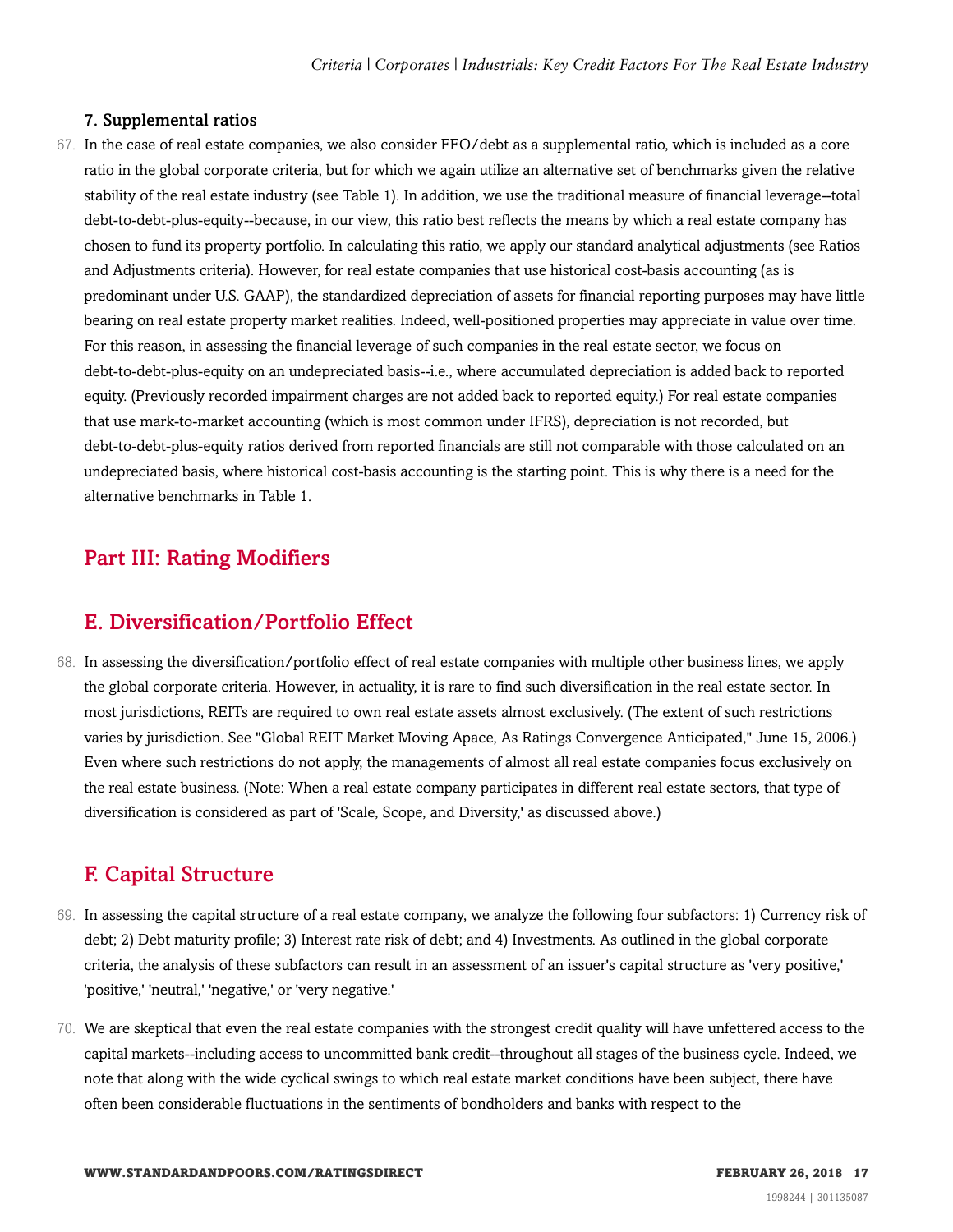### 7. Supplemental ratios

67. In the case of real estate companies, we also consider FFO/debt as a supplemental ratio, which is included as a core ratio in the global corporate criteria, but for which we again utilize an alternative set of benchmarks given the relative stability of the real estate industry (see Table 1). In addition, we use the traditional measure of financial leverage--total debt-to-debt-plus-equity--because, in our view, this ratio best reflects the means by which a real estate company has chosen to fund its property portfolio. In calculating this ratio, we apply our standard analytical adjustments (see Ratios and Adjustments criteria). However, for real estate companies that use historical cost-basis accounting (as is predominant under U.S. GAAP), the standardized depreciation of assets for financial reporting purposes may have little bearing on real estate property market realities. Indeed, well-positioned properties may appreciate in value over time. For this reason, in assessing the financial leverage of such companies in the real estate sector, we focus on debt-to-debt-plus-equity on an undepreciated basis--i.e., where accumulated depreciation is added back to reported equity. (Previously recorded impairment charges are not added back to reported equity.) For real estate companies that use mark-to-market accounting (which is most common under IFRS), depreciation is not recorded, but debt-to-debt-plus-equity ratios derived from reported financials are still not comparable with those calculated on an undepreciated basis, where historical cost-basis accounting is the starting point. This is why there is a need for the alternative benchmarks in Table 1.

## Part III: Rating Modifiers

## E. Diversification/Portfolio Effect

68. In assessing the diversification/portfolio effect of real estate companies with multiple other business lines, we apply the global corporate criteria. However, in actuality, it is rare to find such diversification in the real estate sector. In most jurisdictions, REITs are required to own real estate assets almost exclusively. (The extent of such restrictions varies by jurisdiction. See "Global REIT Market Moving Apace, As Ratings Convergence Anticipated," June 15, 2006.) Even where such restrictions do not apply, the managements of almost all real estate companies focus exclusively on the real estate business. (Note: When a real estate company participates in different real estate sectors, that type of diversification is considered as part of 'Scale, Scope, and Diversity,' as discussed above.)

## F. Capital Structure

69. In assessing the capital structure of a real estate company, we analyze the following four subfactors: 1) Currency risk of debt; 2) Debt maturity profile; 3) Interest rate risk of debt; and 4) Investments. As outlined in the global corporate criteria, the analysis of these subfactors can result in an assessment of an issuer's capital structure as 'very positive,' 'positive,' 'neutral,' 'negative,' or 'very negative.'

70. We are skeptical that even the real estate companies with the strongest credit quality will have unfettered access to the capital markets--including access to uncommitted bank credit--throughout all stages of the business cycle. Indeed, we note that along with the wide cyclical swings to which real estate market conditions have been subject, there have often been considerable fluctuations in the sentiments of bondholders and banks with respect to the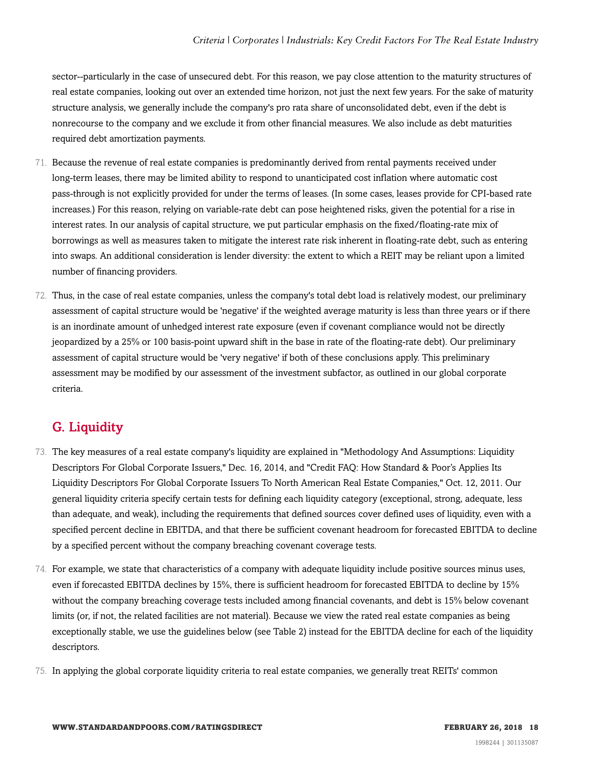sector--particularly in the case of unsecured debt. For this reason, we pay close attention to the maturity structures of real estate companies, looking out over an extended time horizon, not just the next few years. For the sake of maturity structure analysis, we generally include the company's pro rata share of unconsolidated debt, even if the debt is nonrecourse to the company and we exclude it from other financial measures. We also include as debt maturities required debt amortization payments.

71. Because the revenue of real estate companies is predominantly derived from rental payments received under long-term leases, there may be limited ability to respond to unanticipated cost inflation where automatic cost pass-through is not explicitly provided for under the terms of leases. (In some cases, leases provide for CPI-based rate increases.) For this reason, relying on variable-rate debt can pose heightened risks, given the potential for a rise in interest rates. In our analysis of capital structure, we put particular emphasis on the fixed/floating-rate mix of borrowings as well as measures taken to mitigate the interest rate risk inherent in floating-rate debt, such as entering into swaps. An additional consideration is lender diversity: the extent to which a REIT may be reliant upon a limited number of financing providers.

72. Thus, in the case of real estate companies, unless the company's total debt load is relatively modest, our preliminary assessment of capital structure would be 'negative' if the weighted average maturity is less than three years or if there is an inordinate amount of unhedged interest rate exposure (even if covenant compliance would not be directly jeopardized by a 25% or 100 basis-point upward shift in the base in rate of the floating-rate debt). Our preliminary assessment of capital structure would be 'very negative' if both of these conclusions apply. This preliminary assessment may be modified by our assessment of the investment subfactor, as outlined in our global corporate criteria.

## G. Liquidity

73. The key measures of a real estate company's liquidity are explained in "Methodology And Assumptions: Liquidity Descriptors For Global Corporate Issuers," Dec. 16, 2014, and "Credit FAQ: How Standard & Poor's Applies Its Liquidity Descriptors For Global Corporate Issuers To North American Real Estate Companies," Oct. 12, 2011. Our general liquidity criteria specify certain tests for defining each liquidity category (exceptional, strong, adequate, less than adequate, and weak), including the requirements that defined sources cover defined uses of liquidity, even with a specified percent decline in EBITDA, and that there be sufficient covenant headroom for forecasted EBITDA to decline by a specified percent without the company breaching covenant coverage tests.

74. For example, we state that characteristics of a company with adequate liquidity include positive sources minus uses, even if forecasted EBITDA declines by 15%, there is sufficient headroom for forecasted EBITDA to decline by 15% without the company breaching coverage tests included among financial covenants, and debt is 15% below covenant limits (or, if not, the related facilities are not material). Because we view the rated real estate companies as being exceptionally stable, we use the guidelines below (see Table 2) instead for the EBITDA decline for each of the liquidity descriptors.

75. In applying the global corporate liquidity criteria to real estate companies, we generally treat REITs' common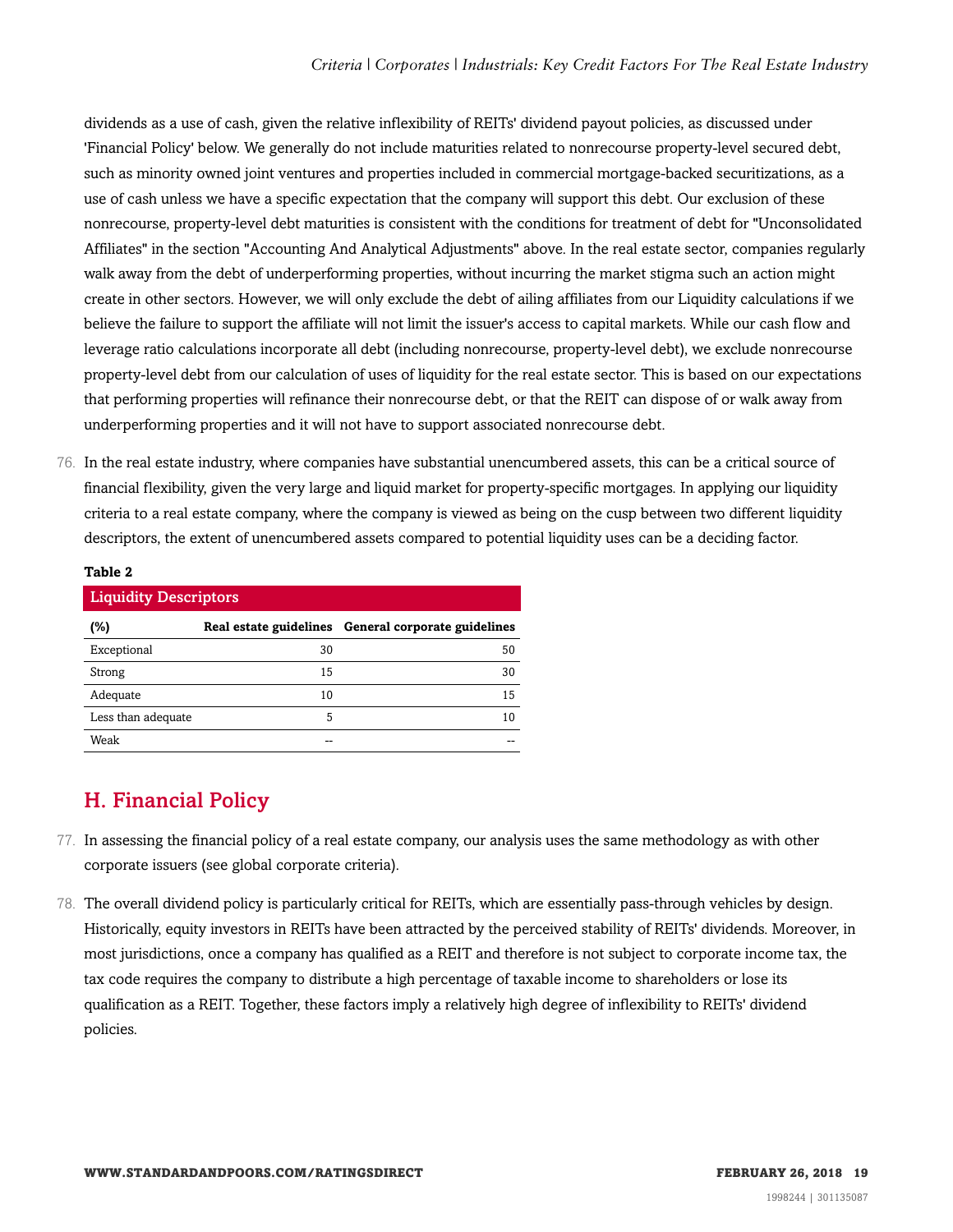dividends as a use of cash, given the relative inflexibility of REITs' dividend payout policies, as discussed under 'Financial Policy' below. We generally do not include maturities related to nonrecourse property-level secured debt, such as minority owned joint ventures and properties included in commercial mortgage-backed securitizations, as a use of cash unless we have a specific expectation that the company will support this debt. Our exclusion of these nonrecourse, property-level debt maturities is consistent with the conditions for treatment of debt for "Unconsolidated Affiliates" in the section "Accounting And Analytical Adjustments" above. In the real estate sector, companies regularly walk away from the debt of underperforming properties, without incurring the market stigma such an action might create in other sectors. However, we will only exclude the debt of ailing affiliates from our Liquidity calculations if we believe the failure to support the affiliate will not limit the issuer's access to capital markets. While our cash flow and leverage ratio calculations incorporate all debt (including nonrecourse, property-level debt), we exclude nonrecourse property-level debt from our calculation of uses of liquidity for the real estate sector. This is based on our expectations that performing properties will refinance their nonrecourse debt, or that the REIT can dispose of or walk away from underperforming properties and it will not have to support associated nonrecourse debt.

76. In the real estate industry, where companies have substantial unencumbered assets, this can be a critical source of financial flexibility, given the very large and liquid market for property-specific mortgages. In applying our liquidity criteria to a real estate company, where the company is viewed as being on the cusp between two different liquidity descriptors, the extent of unencumbered assets compared to potential liquidity uses can be a deciding factor.

**Table 2**

**Liquidity Descriptors**

| (%) | Real estate guidelines | General corporate guidelines |
|---|---|---|
| Exceptional | 30 | 50 |
| Strong | 15 | 30 |
| Adequate | 10 | 15 |
| Less than adequate | 5 | 10 |
| Weak | -- | -- |

## H. Financial Policy

77. In assessing the financial policy of a real estate company, our analysis uses the same methodology as with other corporate issuers (see global corporate criteria).

78. The overall dividend policy is particularly critical for REITs, which are essentially pass-through vehicles by design. Historically, equity investors in REITs have been attracted by the perceived stability of REITs' dividends. Moreover, in most jurisdictions, once a company has qualified as a REIT and therefore is not subject to corporate income tax, the tax code requires the company to distribute a high percentage of taxable income to shareholders or lose its qualification as a REIT. Together, these factors imply a relatively high degree of inflexibility to REITs' dividend policies.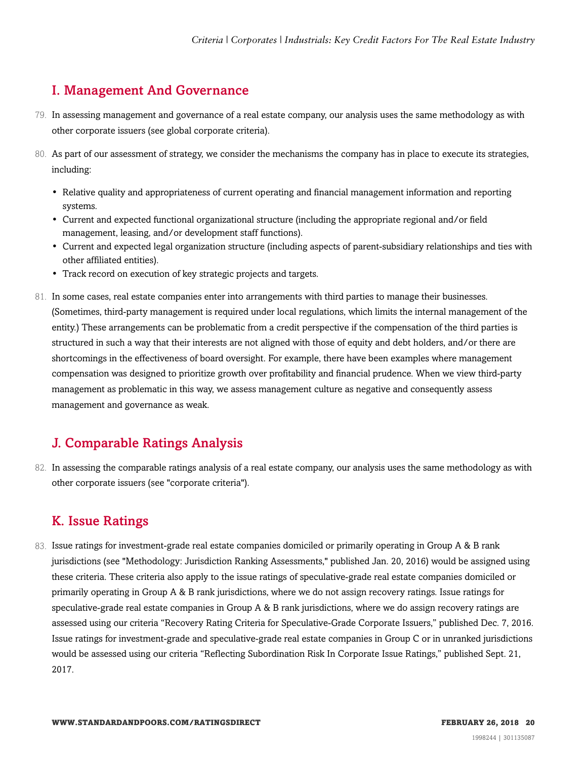## I. Management And Governance

79. In assessing management and governance of a real estate company, our analysis uses the same methodology as with other corporate issuers (see global corporate criteria).

80. As part of our assessment of strategy, we consider the mechanisms the company has in place to execute its strategies, including:

- Relative quality and appropriateness of current operating and financial management information and reporting systems.
- Current and expected functional organizational structure (including the appropriate regional and/or field management, leasing, and/or development staff functions).
- Current and expected legal organization structure (including aspects of parent-subsidiary relationships and ties with other affiliated entities).
- Track record on execution of key strategic projects and targets.

81. In some cases, real estate companies enter into arrangements with third parties to manage their businesses. (Sometimes, third-party management is required under local regulations, which limits the internal management of the entity.) These arrangements can be problematic from a credit perspective if the compensation of the third parties is structured in such a way that their interests are not aligned with those of equity and debt holders, and/or there are shortcomings in the effectiveness of board oversight. For example, there have been examples where management compensation was designed to prioritize growth over profitability and financial prudence. When we view third-party management as problematic in this way, we assess management culture as negative and consequently assess management and governance as weak.

## J. Comparable Ratings Analysis

82. In assessing the comparable ratings analysis of a real estate company, our analysis uses the same methodology as with other corporate issuers (see "corporate criteria").

## K. Issue Ratings

83. Issue ratings for investment-grade real estate companies domiciled or primarily operating in Group A & B rank jurisdictions (see "Methodology: Jurisdiction Ranking Assessments," published Jan. 20, 2016) would be assigned using these criteria. These criteria also apply to the issue ratings of speculative-grade real estate companies domiciled or primarily operating in Group A & B rank jurisdictions, where we do not assign recovery ratings. Issue ratings for speculative-grade real estate companies in Group A & B rank jurisdictions, where we do assign recovery ratings are assessed using our criteria "Recovery Rating Criteria for Speculative-Grade Corporate Issuers," published Dec. 7, 2016. Issue ratings for investment-grade and speculative-grade real estate companies in Group C or in unranked jurisdictions would be assessed using our criteria "Reflecting Subordination Risk In Corporate Issue Ratings," published Sept. 21, 2017.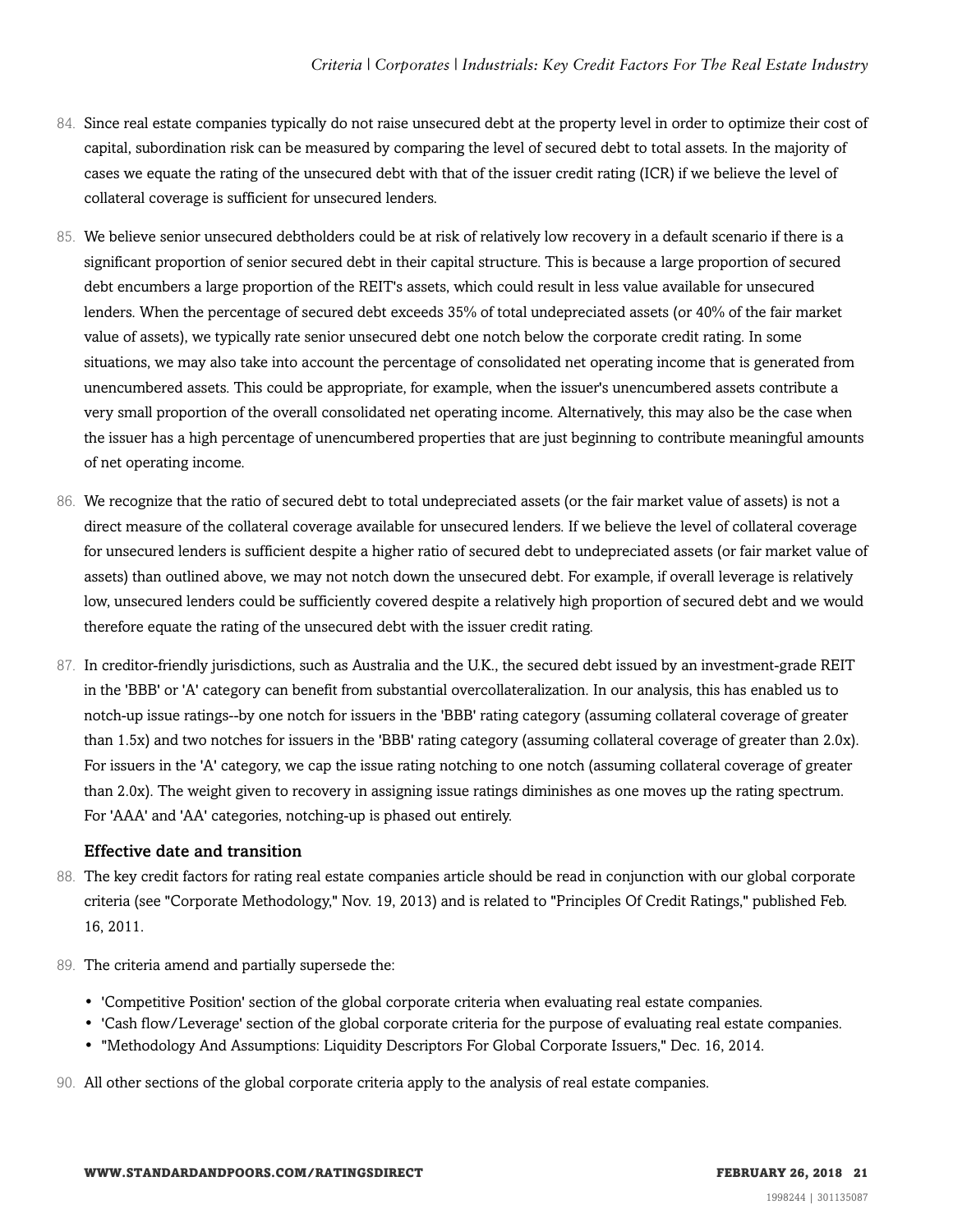84. Since real estate companies typically do not raise unsecured debt at the property level in order to optimize their cost of capital, subordination risk can be measured by comparing the level of secured debt to total assets. In the majority of cases we equate the rating of the unsecured debt with that of the issuer credit rating (ICR) if we believe the level of collateral coverage is sufficient for unsecured lenders.

85. We believe senior unsecured debtholders could be at risk of relatively low recovery in a default scenario if there is a significant proportion of senior secured debt in their capital structure. This is because a large proportion of secured debt encumbers a large proportion of the REIT's assets, which could result in less value available for unsecured lenders. When the percentage of secured debt exceeds 35% of total undepreciated assets (or 40% of the fair market value of assets), we typically rate senior unsecured debt one notch below the corporate credit rating. In some situations, we may also take into account the percentage of consolidated net operating income that is generated from unencumbered assets. This could be appropriate, for example, when the issuer's unencumbered assets contribute a very small proportion of the overall consolidated net operating income. Alternatively, this may also be the case when the issuer has a high percentage of unencumbered properties that are just beginning to contribute meaningful amounts of net operating income.

86. We recognize that the ratio of secured debt to total undepreciated assets (or the fair market value of assets) is not a direct measure of the collateral coverage available for unsecured lenders. If we believe the level of collateral coverage for unsecured lenders is sufficient despite a higher ratio of secured debt to undepreciated assets (or fair market value of assets) than outlined above, we may not notch down the unsecured debt. For example, if overall leverage is relatively low, unsecured lenders could be sufficiently covered despite a relatively high proportion of secured debt and we would therefore equate the rating of the unsecured debt with the issuer credit rating.

87. In creditor-friendly jurisdictions, such as Australia and the U.K., the secured debt issued by an investment-grade REIT in the 'BBB' or 'A' category can benefit from substantial overcollateralization. In our analysis, this has enabled us to notch-up issue ratings--by one notch for issuers in the 'BBB' rating category (assuming collateral coverage of greater than 1.5x) and two notches for issuers in the 'BBB' rating category (assuming collateral coverage of greater than 2.0x). For issuers in the 'A' category, we cap the issue rating notching to one notch (assuming collateral coverage of greater than 2.0x). The weight given to recovery in assigning issue ratings diminishes as one moves up the rating spectrum. For 'AAA' and 'AA' categories, notching-up is phased out entirely.

### Effective date and transition

88. The key credit factors for rating real estate companies article should be read in conjunction with our global corporate criteria (see "Corporate Methodology," Nov. 19, 2013) and is related to "Principles Of Credit Ratings," published Feb. 16, 2011.

89. The criteria amend and partially supersede the:

- 'Competitive Position' section of the global corporate criteria when evaluating real estate companies.
- 'Cash flow/Leverage' section of the global corporate criteria for the purpose of evaluating real estate companies.
- "Methodology And Assumptions: Liquidity Descriptors For Global Corporate Issuers," Dec. 16, 2014.

90. All other sections of the global corporate criteria apply to the analysis of real estate companies.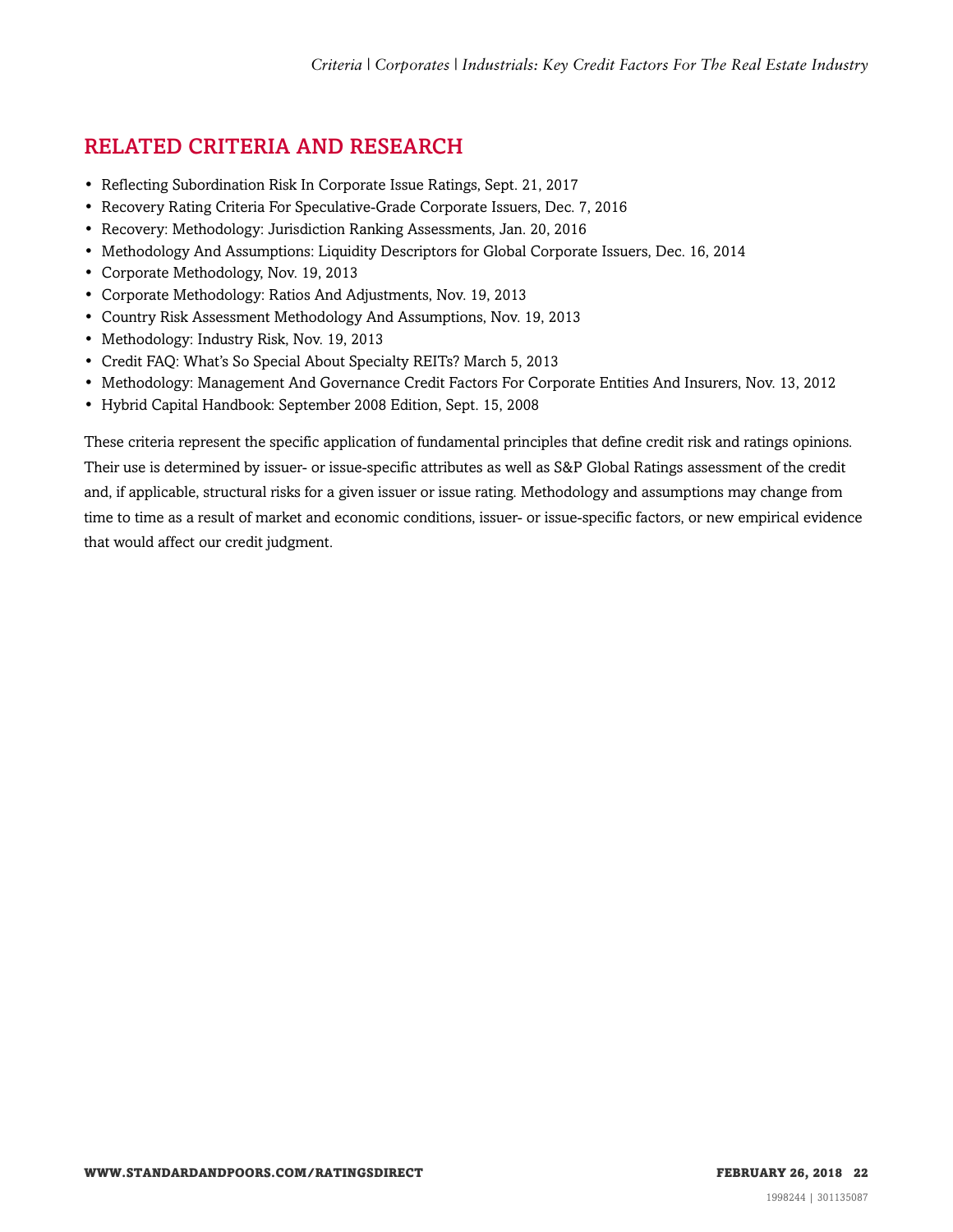## RELATED CRITERIA AND RESEARCH

- Reflecting Subordination Risk In Corporate Issue Ratings, Sept. 21, 2017
- Recovery Rating Criteria For Speculative-Grade Corporate Issuers, Dec. 7, 2016
- Recovery: Methodology: Jurisdiction Ranking Assessments, Jan. 20, 2016
- Methodology And Assumptions: Liquidity Descriptors for Global Corporate Issuers, Dec. 16, 2014
- Corporate Methodology, Nov. 19, 2013
- Corporate Methodology: Ratios And Adjustments, Nov. 19, 2013
- Country Risk Assessment Methodology And Assumptions, Nov. 19, 2013
- Methodology: Industry Risk, Nov. 19, 2013
- Credit FAQ: What's So Special About Specialty REITs? March 5, 2013
- Methodology: Management And Governance Credit Factors For Corporate Entities And Insurers, Nov. 13, 2012
- Hybrid Capital Handbook: September 2008 Edition, Sept. 15, 2008

These criteria represent the specific application of fundamental principles that define credit risk and ratings opinions. Their use is determined by issuer- or issue-specific attributes as well as S&P Global Ratings assessment of the credit and, if applicable, structural risks for a given issuer or issue rating. Methodology and assumptions may change from time to time as a result of market and economic conditions, issuer- or issue-specific factors, or new empirical evidence that would affect our credit judgment.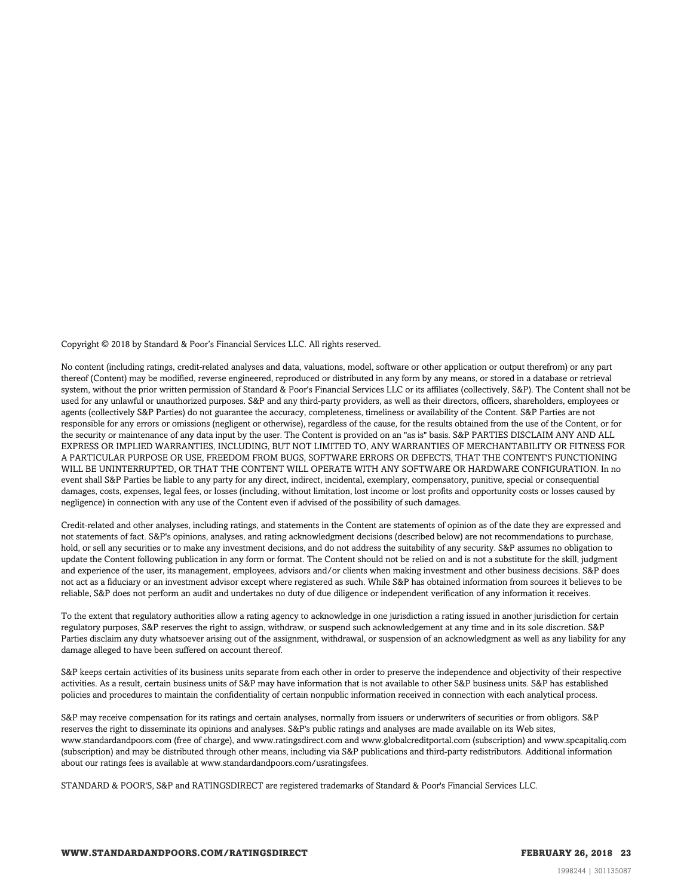Copyright © 2018 by Standard & Poor’s Financial Services LLC. All rights reserved.

No content (including ratings, credit-related analyses and data, valuations, model, software or other application or output therefrom) or any part thereof (Content) may be modified, reverse engineered, reproduced or distributed in any form by any means, or stored in a database or retrieval system, without the prior written permission of Standard & Poor's Financial Services LLC or its affiliates (collectively, S&P). The Content shall not be used for any unlawful or unauthorized purposes. S&P and any third-party providers, as well as their directors, officers, shareholders, employees or agents (collectively S&P Parties) do not guarantee the accuracy, completeness, timeliness or availability of the Content. S&P Parties are not responsible for any errors or omissions (negligent or otherwise), regardless of the cause, for the results obtained from the use of the Content, or for the security or maintenance of any data input by the user. The Content is provided on an "as is" basis. S&P PARTIES DISCLAIM ANY AND ALL EXPRESS OR IMPLIED WARRANTIES, INCLUDING, BUT NOT LIMITED TO, ANY WARRANTIES OF MERCHANTABILITY OR FITNESS FOR A PARTICULAR PURPOSE OR USE, FREEDOM FROM BUGS, SOFTWARE ERRORS OR DEFECTS, THAT THE CONTENT'S FUNCTIONING WILL BE UNINTERRUPTED, OR THAT THE CONTENT WILL OPERATE WITH ANY SOFTWARE OR HARDWARE CONFIGURATION. In no event shall S&P Parties be liable to any party for any direct, indirect, incidental, exemplary, compensatory, punitive, special or consequential damages, costs, expenses, legal fees, or losses (including, without limitation, lost income or lost profits and opportunity costs or losses caused by negligence) in connection with any use of the Content even if advised of the possibility of such damages.

Credit-related and other analyses, including ratings, and statements in the Content are statements of opinion as of the date they are expressed and not statements of fact. S&P's opinions, analyses, and rating acknowledgment decisions (described below) are not recommendations to purchase, hold, or sell any securities or to make any investment decisions, and do not address the suitability of any security. S&P assumes no obligation to update the Content following publication in any form or format. The Content should not be relied on and is not a substitute for the skill, judgment and experience of the user, its management, employees, advisors and/or clients when making investment and other business decisions. S&P does not act as a fiduciary or an investment advisor except where registered as such. While S&P has obtained information from sources it believes to be reliable, S&P does not perform an audit and undertakes no duty of due diligence or independent verification of any information it receives.

To the extent that regulatory authorities allow a rating agency to acknowledge in one jurisdiction a rating issued in another jurisdiction for certain regulatory purposes, S&P reserves the right to assign, withdraw, or suspend such acknowledgement at any time and in its sole discretion. S&P Parties disclaim any duty whatsoever arising out of the assignment, withdrawal, or suspension of an acknowledgment as well as any liability for any damage alleged to have been suffered on account thereof.

S&P keeps certain activities of its business units separate from each other in order to preserve the independence and objectivity of their respective activities. As a result, certain business units of S&P may have information that is not available to other S&P business units. S&P has established policies and procedures to maintain the confidentiality of certain nonpublic information received in connection with each analytical process.

S&P may receive compensation for its ratings and certain analyses, normally from issuers or underwriters of securities or from obligors. S&P reserves the right to disseminate its opinions and analyses. S&P's public ratings and analyses are made available on its Web sites, www.standardandpoors.com (free of charge), and www.ratingsdirect.com and www.globalcreditportal.com (subscription) and www.spcapitaliq.com (subscription) and may be distributed through other means, including via S&P publications and third-party redistributors. Additional information about our ratings fees is available at www.standardandpoors.com/usratingsfees.

STANDARD & POOR'S, S&P and RATINGSDIRECT are registered trademarks of Standard & Poor's Financial Services LLC.